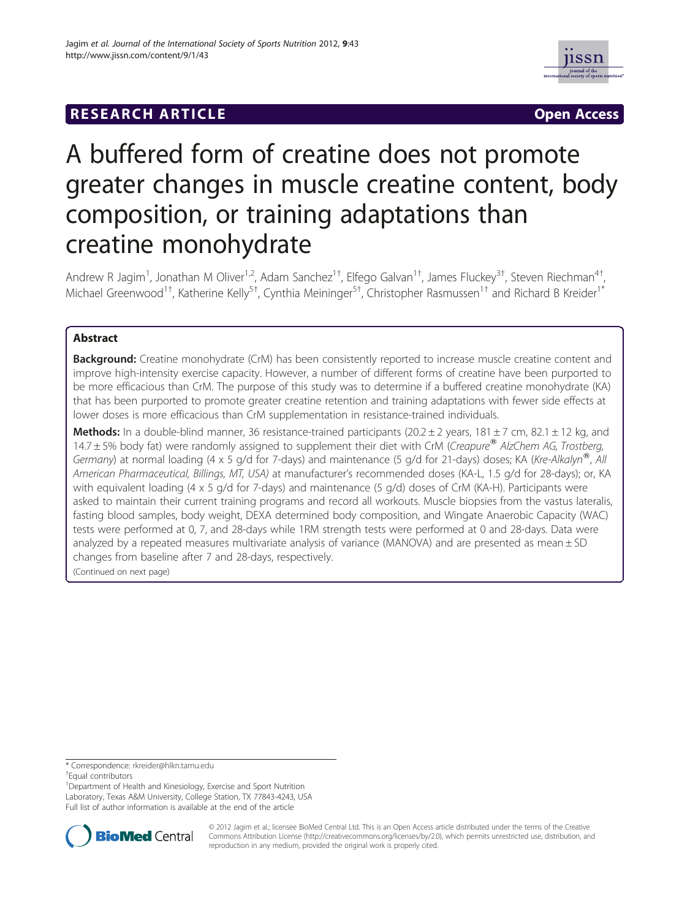RESEARCH ARTICLE

Open Access

# A buffered form of creatine does not promote greater changes in muscle creatine content, body composition, or training adaptations than creatine monohydrate

Andrew R Jagim[1], Jonathan M Oliver[1,2], Adam Sanchez[1†], Elfego Galvan[1†], James Fluckey[3†], Steven Riechman[4†], Michael Greenwood[1†], Katherine Kelly[5†], Cynthia Meininger[5†], Christopher Rasmussen[1†] and Richard B Kreider[1*]

## Abstract

**Background:** Creatine monohydrate (CrM) has been consistently reported to increase muscle creatine content and improve high-intensity exercise capacity. However, a number of different forms of creatine have been purported to be more efficacious than CrM. The purpose of this study was to determine if a buffered creatine monohydrate (KA) that has been purported to promote greater creatine retention and training adaptations with fewer side effects at lower doses is more efficacious than CrM supplementation in resistance-trained individuals.

**Methods:** In a double-blind manner, 36 resistance-trained participants (20.2 ± 2 years, 181 ± 7 cm, 82.1 ± 12 kg, and 14.7 ± 5% body fat) were randomly assigned to supplement their diet with CrM (*Creapure® AlzChem AG, Trostberg, Germany*) at normal loading (4 x 5 g/d for 7-days) and maintenance (5 g/d for 21-days) doses; KA (*Kre-Alkalyn®, All American Pharmaceutical, Billings, MT, USA)* at manufacturer's recommended doses (KA-L, 1.5 g/d for 28-days); or, KA with equivalent loading (4 x 5 g/d for 7-days) and maintenance (5 g/d) doses of CrM (KA-H). Participants were asked to maintain their current training programs and record all workouts. Muscle biopsies from the vastus lateralis, fasting blood samples, body weight, DEXA determined body composition, and Wingate Anaerobic Capacity (WAC) tests were performed at 0, 7, and 28-days while 1RM strength tests were performed at 0 and 28-days. Data were analyzed by a repeated measures multivariate analysis of variance (MANOVA) and are presented as mean ± SD changes from baseline after 7 and 28-days, respectively.

(Continued on next page)

\* Correspondence: rkreider@hlkn.tamu.edu

†Equal contributors

[1]Department of Health and Kinesiology, Exercise and Sport Nutrition Laboratory, Texas A&M University, College Station, TX 77843-4243, USA

Full list of author information is available at the end of the article

© 2012 Jagim et al.; licensee BioMed Central Ltd. This is an Open Access article distributed under the terms of the Creative Commons Attribution License (http://creativecommons.org/licenses/by/2.0), which permits unrestricted use, distribution, and reproduction in any medium, provided the original work is properly cited.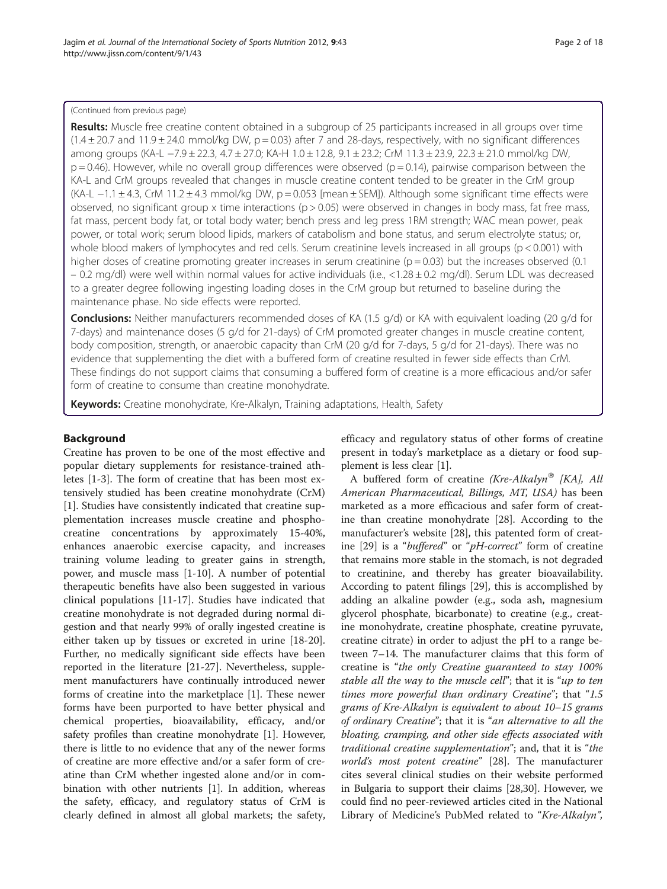(Continued from previous page)

**Results:** Muscle free creatine content obtained in a subgroup of 25 participants increased in all groups over time (1.4 ± 20.7 and 11.9 ± 24.0 mmol/kg DW, $p = 0.03$) after 7 and 28-days, respectively, with no significant differences among groups (KA-L −7.9 ± 22.3, 4.7 ± 27.0; KA-H 1.0 ± 12.8, 9.1 ± 23.2; CrM 11.3 ± 23.9, 22.3 ± 21.0 mmol/kg DW, $p = 0.46$). However, while no overall group differences were observed ($p = 0.14$), pairwise comparison between the KA-L and CrM groups revealed that changes in muscle creatine content tended to be greater in the CrM group (KA-L −1.1 ± 4.3, CrM 11.2 ± 4.3 mmol/kg DW, $p = 0.053$ [mean ± SEM]). Although some significant time effects were observed, no significant group x time interactions ($p > 0.05$) were observed in changes in body mass, fat free mass, fat mass, percent body fat, or total body water; bench press and leg press 1RM strength; WAC mean power, peak power, or total work; serum blood lipids, markers of catabolism and bone status, and serum electrolyte status; or, whole blood makers of lymphocytes and red cells. Serum creatinine levels increased in all groups ($p < 0.001$) with higher doses of creatine promoting greater increases in serum creatinine ($p = 0.03$) but the increases observed (0.1 – 0.2 mg/dl) were well within normal values for active individuals (i.e., <1.28 ± 0.2 mg/dl). Serum LDL was decreased to a greater degree following ingesting loading doses in the CrM group but returned to baseline during the maintenance phase. No side effects were reported.

**Conclusions:** Neither manufacturers recommended doses of KA (1.5 g/d) or KA with equivalent loading (20 g/d for 7-days) and maintenance doses (5 g/d for 21-days) of CrM promoted greater changes in muscle creatine content, body composition, strength, or anaerobic capacity than CrM (20 g/d for 7-days, 5 g/d for 21-days). There was no evidence that supplementing the diet with a buffered form of creatine resulted in fewer side effects than CrM. These findings do not support claims that consuming a buffered form of creatine is a more efficacious and/or safer form of creatine to consume than creatine monohydrate.

**Keywords:** Creatine monohydrate, Kre-Alkalyn, Training adaptations, Health, Safety

## Background

Creatine has proven to be one of the most effective and popular dietary supplements for resistance-trained athletes [1-3]. The form of creatine that has been most extensively studied has been creatine monohydrate (CrM) [1]. Studies have consistently indicated that creatine supplementation increases muscle creatine and phosphocreatine concentrations by approximately 15-40%, enhances anaerobic exercise capacity, and increases training volume leading to greater gains in strength, power, and muscle mass [1-10]. A number of potential therapeutic benefits have also been suggested in various clinical populations [11-17]. Studies have indicated that creatine monohydrate is not degraded during normal digestion and that nearly 99% of orally ingested creatine is either taken up by tissues or excreted in urine [18-20]. Further, no medically significant side effects have been reported in the literature [21-27]. Nevertheless, supplement manufacturers have continually introduced newer forms of creatine into the marketplace [1]. These newer forms have been purported to have better physical and chemical properties, bioavailability, efficacy, and/or safety profiles than creatine monohydrate [1]. However, there is little to no evidence that any of the newer forms of creatine are more effective and/or a safer form of creatine than CrM whether ingested alone and/or in combination with other nutrients [1]. In addition, whereas the safety, efficacy, and regulatory status of CrM is clearly defined in almost all global markets; the safety, efficacy and regulatory status of other forms of creatine present in today's marketplace as a dietary or food supplement is less clear [1].

A buffered form of creatine *(Kre-Alkalyn® [KA], All American Pharmaceutical, Billings, MT, USA)* has been marketed as a more efficacious and safer form of creatine than creatine monohydrate [28]. According to the manufacturer's website [28], this patented form of creatine [29] is a "*buffered*" or "*pH-correct*" form of creatine that remains more stable in the stomach, is not degraded to creatinine, and thereby has greater bioavailability. According to patent filings [29], this is accomplished by adding an alkaline powder (e.g., soda ash, magnesium glycerol phosphate, bicarbonate) to creatine (e.g., creatine monohydrate, creatine phosphate, creatine pyruvate, creatine citrate) in order to adjust the pH to a range between 7–14. The manufacturer claims that this form of creatine is "*the only Creatine guaranteed to stay 100% stable all the way to the muscle cell*"; that it is "*up to ten times more powerful than ordinary Creatine*"; that "*1.5 grams of Kre-Alkalyn is equivalent to about 10–15 grams of ordinary Creatine*"; that it is "*an alternative to all the bloating, cramping, and other side effects associated with traditional creatine supplementation*"; and, that it is "*the world's most potent creatine*" [28]. The manufacturer cites several clinical studies on their website performed in Bulgaria to support their claims [28,30]. However, we could find no peer-reviewed articles cited in the National Library of Medicine's PubMed related to "*Kre-Alkalyn*",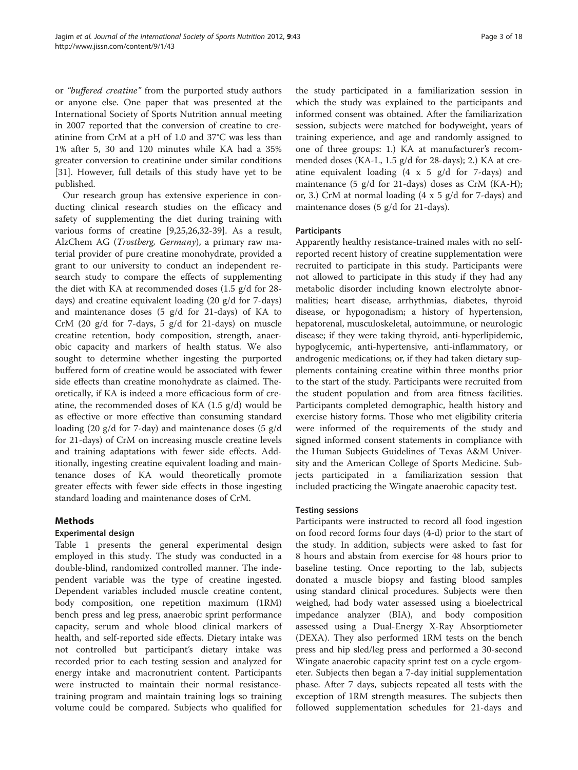or *"buffered creatine"* from the purported study authors or anyone else. One paper that was presented at the International Society of Sports Nutrition annual meeting in 2007 reported that the conversion of creatine to creatinine from CrM at a pH of 1.0 and 37°C was less than 1% after 5, 30 and 120 minutes while KA had a 35% greater conversion to creatinine under similar conditions [31]. However, full details of this study have yet to be published.

Our research group has extensive experience in conducting clinical research studies on the efficacy and safety of supplementing the diet during training with various forms of creatine [9,25,26,32-39]. As a result, AlzChem AG (*Trostberg, Germany*), a primary raw material provider of pure creatine monohydrate, provided a grant to our university to conduct an independent research study to compare the effects of supplementing the diet with KA at recommended doses (1.5 g/d for 28-days) and creatine equivalent loading (20 g/d for 7-days) and maintenance doses (5 g/d for 21-days) of KA to CrM (20 g/d for 7-days, 5 g/d for 21-days) on muscle creatine retention, body composition, strength, anaerobic capacity and markers of health status. We also sought to determine whether ingesting the purported buffered form of creatine would be associated with fewer side effects than creatine monohydrate as claimed. Theoretically, if KA is indeed a more efficacious form of creatine, the recommended doses of KA (1.5 g/d) would be as effective or more effective than consuming standard loading (20 g/d for 7-day) and maintenance doses (5 g/d for 21-days) of CrM on increasing muscle creatine levels and training adaptations with fewer side effects. Additionally, ingesting creatine equivalent loading and maintenance doses of KA would theoretically promote greater effects with fewer side effects in those ingesting standard loading and maintenance doses of CrM.

## Methods

### Experimental design

Table 1 presents the general experimental design employed in this study. The study was conducted in a double-blind, randomized controlled manner. The independent variable was the type of creatine ingested. Dependent variables included muscle creatine content, body composition, one repetition maximum (1RM) bench press and leg press, anaerobic sprint performance capacity, serum and whole blood clinical markers of health, and self-reported side effects. Dietary intake was not controlled but participant's dietary intake was recorded prior to each testing session and analyzed for energy intake and macronutrient content. Participants were instructed to maintain their normal resistance-training program and maintain training logs so training volume could be compared. Subjects who qualified for the study participated in a familiarization session in which the study was explained to the participants and informed consent was obtained. After the familiarization session, subjects were matched for bodyweight, years of training experience, and age and randomly assigned to one of three groups: 1.) KA at manufacturer's recommended doses (KA-L, 1.5 g/d for 28-days); 2.) KA at creatine equivalent loading (4 x 5 g/d for 7-days) and maintenance (5 g/d for 21-days) doses as CrM (KA-H); or, 3.) CrM at normal loading (4 x 5 g/d for 7-days) and maintenance doses (5 g/d for 21-days).

### Participants

Apparently healthy resistance-trained males with no self-reported recent history of creatine supplementation were recruited to participate in this study. Participants were not allowed to participate in this study if they had any metabolic disorder including known electrolyte abnormalities; heart disease, arrhythmias, diabetes, thyroid disease, or hypogonadism; a history of hypertension, hepatorenal, musculoskeletal, autoimmune, or neurologic disease; if they were taking thyroid, anti-hyperlipidemic, hypoglycemic, anti-hypertensive, anti-inflammatory, or androgenic medications; or, if they had taken dietary supplements containing creatine within three months prior to the start of the study. Participants were recruited from the student population and from area fitness facilities. Participants completed demographic, health history and exercise history forms. Those who met eligibility criteria were informed of the requirements of the study and signed informed consent statements in compliance with the Human Subjects Guidelines of Texas A&M University and the American College of Sports Medicine. Subjects participated in a familiarization session that included practicing the Wingate anaerobic capacity test.

### Testing sessions

Participants were instructed to record all food ingestion on food record forms four days (4-d) prior to the start of the study. In addition, subjects were asked to fast for 8 hours and abstain from exercise for 48 hours prior to baseline testing. Once reporting to the lab, subjects donated a muscle biopsy and fasting blood samples using standard clinical procedures. Subjects were then weighed, had body water assessed using a bioelectrical impedance analyzer (BIA), and body composition assessed using a Dual-Energy X-Ray Absorptiometer (DEXA). They also performed 1RM tests on the bench press and hip sled/leg press and performed a 30-second Wingate anaerobic capacity sprint test on a cycle ergometer. Subjects then began a 7-day initial supplementation phase. After 7 days, subjects repeated all tests with the exception of 1RM strength measures. The subjects then followed supplementation schedules for 21-days and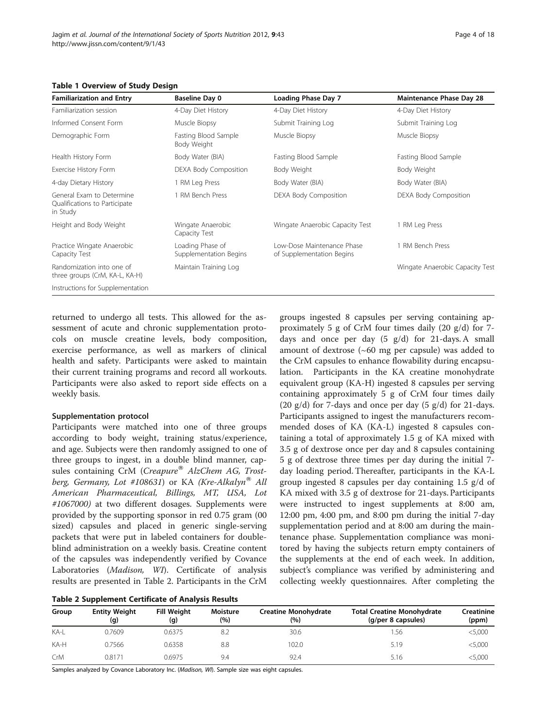**Table 1 Overview of Study Design**

| Familiarization and Entry | Baseline Day 0 | Loading Phase Day 7 | Maintenance Phase Day 28 |
|---|---|---|---|
| Familiarization session | 4-Day Diet History | 4-Day Diet History | 4-Day Diet History |
| Informed Consent Form | Muscle Biopsy | Submit Training Log | Submit Training Log |
| Demographic Form | Fasting Blood Sample Body Weight | Muscle Biopsy | Muscle Biopsy |
| Health History Form | Body Water (BIA) | Fasting Blood Sample | Fasting Blood Sample |
| Exercise History Form | DEXA Body Composition | Body Weight | Body Weight |
| 4-day Dietary History | 1 RM Leg Press | Body Water (BIA) | Body Water (BIA) |
| General Exam to Determine Qualifications to Participate in Study | 1 RM Bench Press | DEXA Body Composition | DEXA Body Composition |
| Height and Body Weight | Wingate Anaerobic Capacity Test | Wingate Anaerobic Capacity Test | 1 RM Leg Press |
| Practice Wingate Anaerobic Capacity Test | Loading Phase of Supplementation Begins | Low-Dose Maintenance Phase of Supplementation Begins | 1 RM Bench Press |
| Randomization into one of three groups (CrM, KA-L, KA-H) | Maintain Training Log | | Wingate Anaerobic Capacity Test |
| Instructions for Supplementation | | | |

returned to undergo all tests. This allowed for the assessment of acute and chronic supplementation protocols on muscle creatine levels, body composition, exercise performance, as well as markers of clinical health and safety. Participants were asked to maintain their current training programs and record all workouts. Participants were also asked to report side effects on a weekly basis.

### Supplementation protocol

Participants were matched into one of three groups according to body weight, training status/experience, and age. Subjects were then randomly assigned to one of three groups to ingest, in a double blind manner, capsules containing CrM (*Creapure® AlzChem AG, Trostberg, Germany, Lot #108631*) or KA *(Kre-Alkalyn® All American Pharmaceutical, Billings, MT, USA, Lot #1067000)* at two different dosages. Supplements were provided by the supporting sponsor in red 0.75 gram (00 sized) capsules and placed in generic single-serving packets that were put in labeled containers for double-blind administration on a weekly basis. Creatine content of the capsules was independently verified by Covance Laboratories (*Madison, WI*). Certificate of analysis results are presented in Table 2. Participants in the CrM groups ingested 8 capsules per serving containing approximately 5 g of CrM four times daily (20 g/d) for 7-days and once per day (5 g/d) for 21-days. A small amount of dextrose (~60 mg per capsule) was added to the CrM capsules to enhance flowability during encapsulation. Participants in the KA creatine monohydrate equivalent group (KA-H) ingested 8 capsules per serving containing approximately 5 g of CrM four times daily (20 g/d) for 7-days and once per day (5 g/d) for 21-days. Participants assigned to ingest the manufacturers recommended doses of KA (KA-L) ingested 8 capsules containing a total of approximately 1.5 g of KA mixed with 3.5 g of dextrose once per day and 8 capsules containing 5 g of dextrose three times per day during the initial 7-day loading period. Thereafter, participants in the KA-L group ingested 8 capsules per day containing 1.5 g/d of KA mixed with 3.5 g of dextrose for 21-days. Participants were instructed to ingest supplements at 8:00 am, 12:00 pm, 4:00 pm, and 8:00 pm during the initial 7-day supplementation period and at 8:00 am during the maintenance phase. Supplementation compliance was monitored by having the subjects return empty containers of the supplements at the end of each week. In addition, subject's compliance was verified by administering and collecting weekly questionnaires. After completing the

**Table 2 Supplement Certificate of Analysis Results**

| Group | Entity Weight (g) | Fill Weight (g) | Moisture (%) | Creatine Monohydrate (%) | Total Creatine Monohydrate (g/per 8 capsules) | Creatinine (ppm) |
|---|---|---|---|---|---|---|
| KA-L | 0.7609 | 0.6375 | 8.2 | 30.6 | 1.56 | <5,000 |
| KA-H | 0.7566 | 0.6358 | 8.8 | 102.0 | 5.19 | <5,000 |
| CrM | 0.8171 | 0.6975 | 9.4 | 92.4 | 5.16 | <5,000 |

Samples analyzed by Covance Laboratory Inc. (*Madison, WI*). Sample size was eight capsules.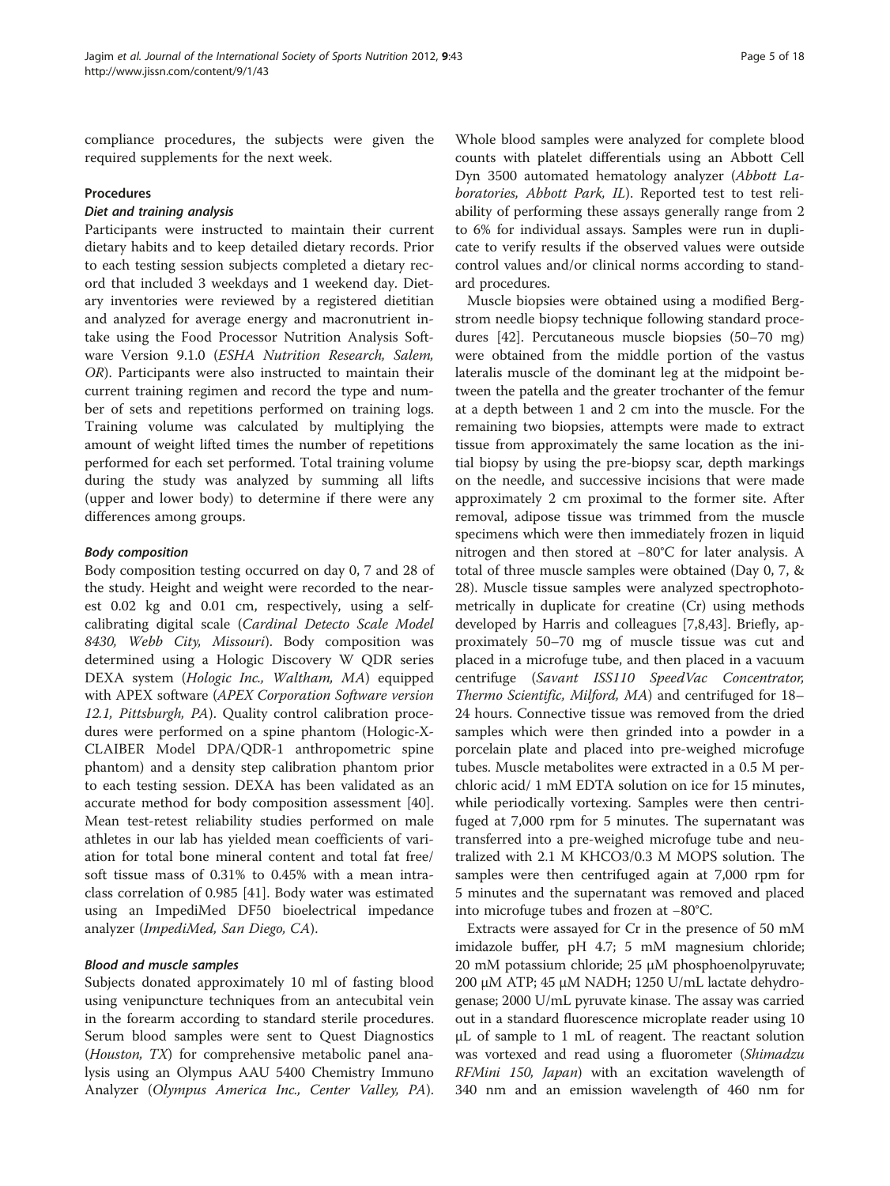compliance procedures, the subjects were given the required supplements for the next week.

## Procedures

### *Diet and training analysis*

Participants were instructed to maintain their current dietary habits and to keep detailed dietary records. Prior to each testing session subjects completed a dietary record that included 3 weekdays and 1 weekend day. Dietary inventories were reviewed by a registered dietitian and analyzed for average energy and macronutrient intake using the Food Processor Nutrition Analysis Software Version 9.1.0 (*ESHA Nutrition Research, Salem, OR*). Participants were also instructed to maintain their current training regimen and record the type and number of sets and repetitions performed on training logs. Training volume was calculated by multiplying the amount of weight lifted times the number of repetitions performed for each set performed. Total training volume during the study was analyzed by summing all lifts (upper and lower body) to determine if there were any differences among groups.

### *Body composition*

Body composition testing occurred on day 0, 7 and 28 of the study. Height and weight were recorded to the nearest 0.02 kg and 0.01 cm, respectively, using a self-calibrating digital scale (*Cardinal Detecto Scale Model 8430, Webb City, Missouri*). Body composition was determined using a Hologic Discovery W QDR series DEXA system (*Hologic Inc., Waltham, MA*) equipped with APEX software (*APEX Corporation Software version 12.1, Pittsburgh, PA*). Quality control calibration procedures were performed on a spine phantom (Hologic-X-CLAIBER Model DPA/QDR-1 anthropometric spine phantom) and a density step calibration phantom prior to each testing session. DEXA has been validated as an accurate method for body composition assessment [40]. Mean test-retest reliability studies performed on male athletes in our lab has yielded mean coefficients of variation for total bone mineral content and total fat free/soft tissue mass of 0.31% to 0.45% with a mean intraclass correlation of 0.985 [41]. Body water was estimated using an ImpediMed DF50 bioelectrical impedance analyzer (*ImpediMed, San Diego, CA*).

### *Blood and muscle samples*

Subjects donated approximately 10 ml of fasting blood using venipuncture techniques from an antecubital vein in the forearm according to standard sterile procedures. Serum blood samples were sent to Quest Diagnostics (*Houston, TX*) for comprehensive metabolic panel analysis using an Olympus AAU 5400 Chemistry Immuno Analyzer (*Olympus America Inc., Center Valley, PA*). Whole blood samples were analyzed for complete blood counts with platelet differentials using an Abbott Cell Dyn 3500 automated hematology analyzer (*Abbott Laboratories, Abbott Park, IL*). Reported test to test reliability of performing these assays generally range from 2 to 6% for individual assays. Samples were run in duplicate to verify results if the observed values were outside control values and/or clinical norms according to standard procedures.

Muscle biopsies were obtained using a modified Bergstrom needle biopsy technique following standard procedures [42]. Percutaneous muscle biopsies (50–70 mg) were obtained from the middle portion of the vastus lateralis muscle of the dominant leg at the midpoint between the patella and the greater trochanter of the femur at a depth between 1 and 2 cm into the muscle. For the remaining two biopsies, attempts were made to extract tissue from approximately the same location as the initial biopsy by using the pre-biopsy scar, depth markings on the needle, and successive incisions that were made approximately 2 cm proximal to the former site. After removal, adipose tissue was trimmed from the muscle specimens which were then immediately frozen in liquid nitrogen and then stored at −80°C for later analysis. A total of three muscle samples were obtained (Day 0, 7, & 28). Muscle tissue samples were analyzed spectrophotometrically in duplicate for creatine (Cr) using methods developed by Harris and colleagues [7,8,43]. Briefly, approximately 50–70 mg of muscle tissue was cut and placed in a microfuge tube, and then placed in a vacuum centrifuge (*Savant ISS110 SpeedVac Concentrator, Thermo Scientific, Milford, MA*) and centrifuged for 18–24 hours. Connective tissue was removed from the dried samples which were then grinded into a powder in a porcelain plate and placed into pre-weighed microfuge tubes. Muscle metabolites were extracted in a 0.5 M perchloric acid/ 1 mM EDTA solution on ice for 15 minutes, while periodically vortexing. Samples were then centrifuged at 7,000 rpm for 5 minutes. The supernatant was transferred into a pre-weighed microfuge tube and neutralized with 2.1 M $KHCO_3$/0.3 M MOPS solution. The samples were then centrifuged again at 7,000 rpm for 5 minutes and the supernatant was removed and placed into microfuge tubes and frozen at −80°C.

Extracts were assayed for Cr in the presence of 50 mM imidazole buffer, pH 4.7; 5 mM magnesium chloride; 20 mM potassium chloride; 25 μM phosphoenolpyruvate; 200 μM ATP; 45 μM NADH; 1250 U/mL lactate dehydrogenase; 2000 U/mL pyruvate kinase. The assay was carried out in a standard fluorescence microplate reader using 10 μL of sample to 1 mL of reagent. The reactant solution was vortexed and read using a fluorometer (*Shimadzu RFMini 150, Japan*) with an excitation wavelength of 340 nm and an emission wavelength of 460 nm for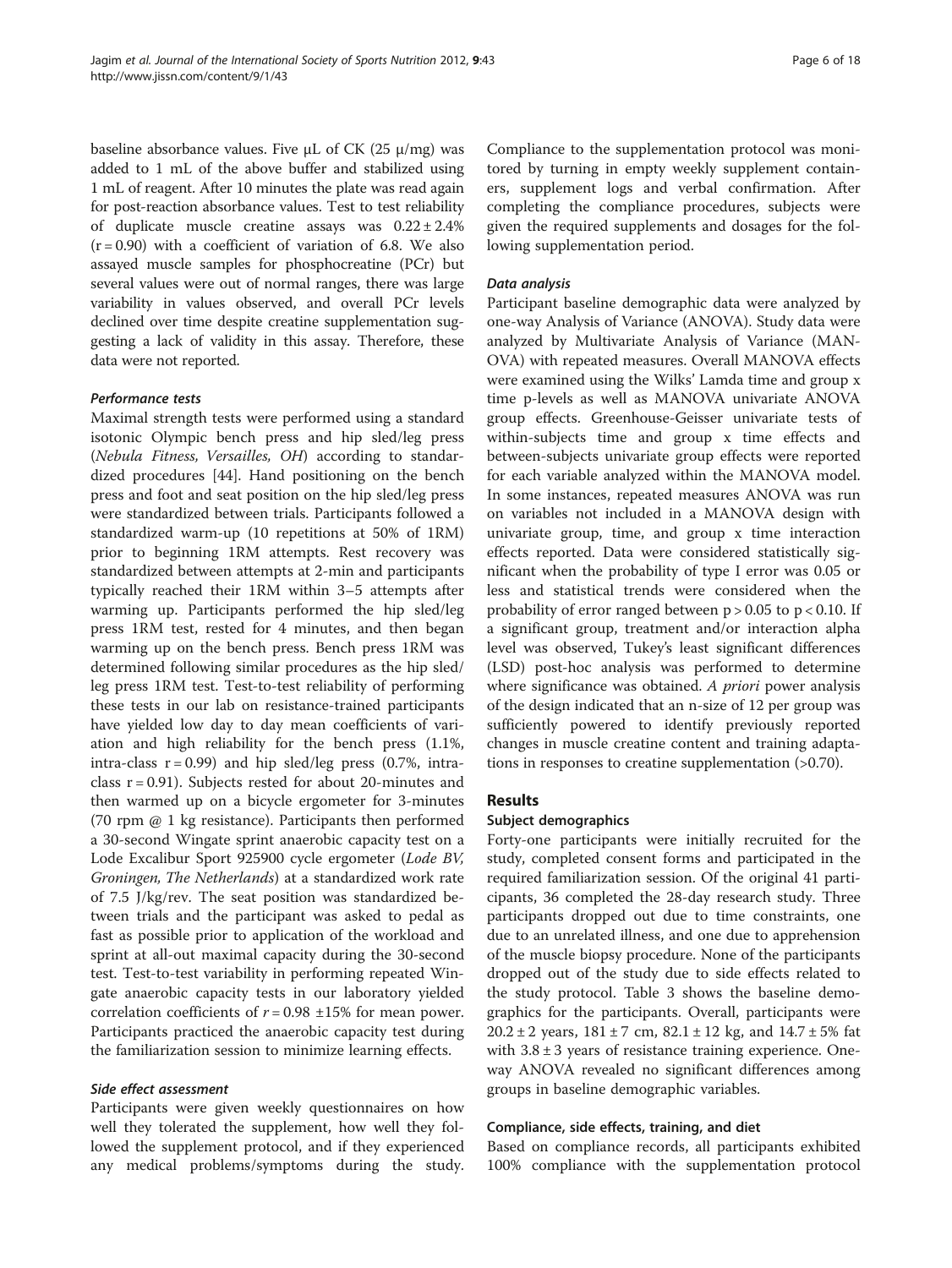baseline absorbance values. Five μL of CK (25 μ/mg) was added to 1 mL of the above buffer and stabilized using 1 mL of reagent. After 10 minutes the plate was read again for post-reaction absorbance values. Test to test reliability of duplicate muscle creatine assays was 0.22 ± 2.4% (r = 0.90) with a coefficient of variation of 6.8. We also assayed muscle samples for phosphocreatine (PCr) but several values were out of normal ranges, there was large variability in values observed, and overall PCr levels declined over time despite creatine supplementation suggesting a lack of validity in this assay. Therefore, these data were not reported.

#### *Performance tests*

Maximal strength tests were performed using a standard isotonic Olympic bench press and hip sled/leg press (*Nebula Fitness, Versailles, OH*) according to standardized procedures [44]. Hand positioning on the bench press and foot and seat position on the hip sled/leg press were standardized between trials. Participants followed a standardized warm-up (10 repetitions at 50% of 1RM) prior to beginning 1RM attempts. Rest recovery was standardized between attempts at 2-min and participants typically reached their 1RM within 3–5 attempts after warming up. Participants performed the hip sled/leg press 1RM test, rested for 4 minutes, and then began warming up on the bench press. Bench press 1RM was determined following similar procedures as the hip sled/leg press 1RM test. Test-to-test reliability of performing these tests in our lab on resistance-trained participants have yielded low day to day mean coefficients of variation and high reliability for the bench press (1.1%, intra-class r = 0.99) and hip sled/leg press (0.7%, intra-class r = 0.91). Subjects rested for about 20-minutes and then warmed up on a bicycle ergometer for 3-minutes (70 rpm @ 1 kg resistance). Participants then performed a 30-second Wingate sprint anaerobic capacity test on a Lode Excalibur Sport 925900 cycle ergometer (*Lode BV, Groningen, The Netherlands*) at a standardized work rate of 7.5 J/kg/rev. The seat position was standardized between trials and the participant was asked to pedal as fast as possible prior to application of the workload and sprint at all-out maximal capacity during the 30-second test. Test-to-test variability in performing repeated Wingate anaerobic capacity tests in our laboratory yielded correlation coefficients of $r = 0.98$ ±15% for mean power. Participants practiced the anaerobic capacity test during the familiarization session to minimize learning effects.

#### *Side effect assessment*

Participants were given weekly questionnaires on how well they tolerated the supplement, how well they followed the supplement protocol, and if they experienced any medical problems/symptoms during the study. Compliance to the supplementation protocol was monitored by turning in empty weekly supplement containers, supplement logs and verbal confirmation. After completing the compliance procedures, subjects were given the required supplements and dosages for the following supplementation period.

#### *Data analysis*

Participant baseline demographic data were analyzed by one-way Analysis of Variance (ANOVA). Study data were analyzed by Multivariate Analysis of Variance (MANOVA) with repeated measures. Overall MANOVA effects were examined using the Wilks' Lamda time and group x time p-levels as well as MANOVA univariate ANOVA group effects. Greenhouse-Geisser univariate tests of within-subjects time and group x time effects and between-subjects univariate group effects were reported for each variable analyzed within the MANOVA model. In some instances, repeated measures ANOVA was run on variables not included in a MANOVA design with univariate group, time, and group x time interaction effects reported. Data were considered statistically significant when the probability of type I error was 0.05 or less and statistical trends were considered when the probability of error ranged between $p > 0.05$ to $p < 0.10$. If a significant group, treatment and/or interaction alpha level was observed, Tukey's least significant differences (LSD) post-hoc analysis was performed to determine where significance was obtained. *A priori* power analysis of the design indicated that an n-size of 12 per group was sufficiently powered to identify previously reported changes in muscle creatine content and training adaptations in responses to creatine supplementation (>0.70).

## Results

### Subject demographics

Forty-one participants were initially recruited for the study, completed consent forms and participated in the required familiarization session. Of the original 41 participants, 36 completed the 28-day research study. Three participants dropped out due to time constraints, one due to an unrelated illness, and one due to apprehension of the muscle biopsy procedure. None of the participants dropped out of the study due to side effects related to the study protocol. Table 3 shows the baseline demographics for the participants. Overall, participants were 20.2 ± 2 years, 181 ± 7 cm, 82.1 ± 12 kg, and 14.7 ± 5% fat with 3.8 ± 3 years of resistance training experience. One-way ANOVA revealed no significant differences among groups in baseline demographic variables.

### Compliance, side effects, training, and diet

Based on compliance records, all participants exhibited 100% compliance with the supplementation protocol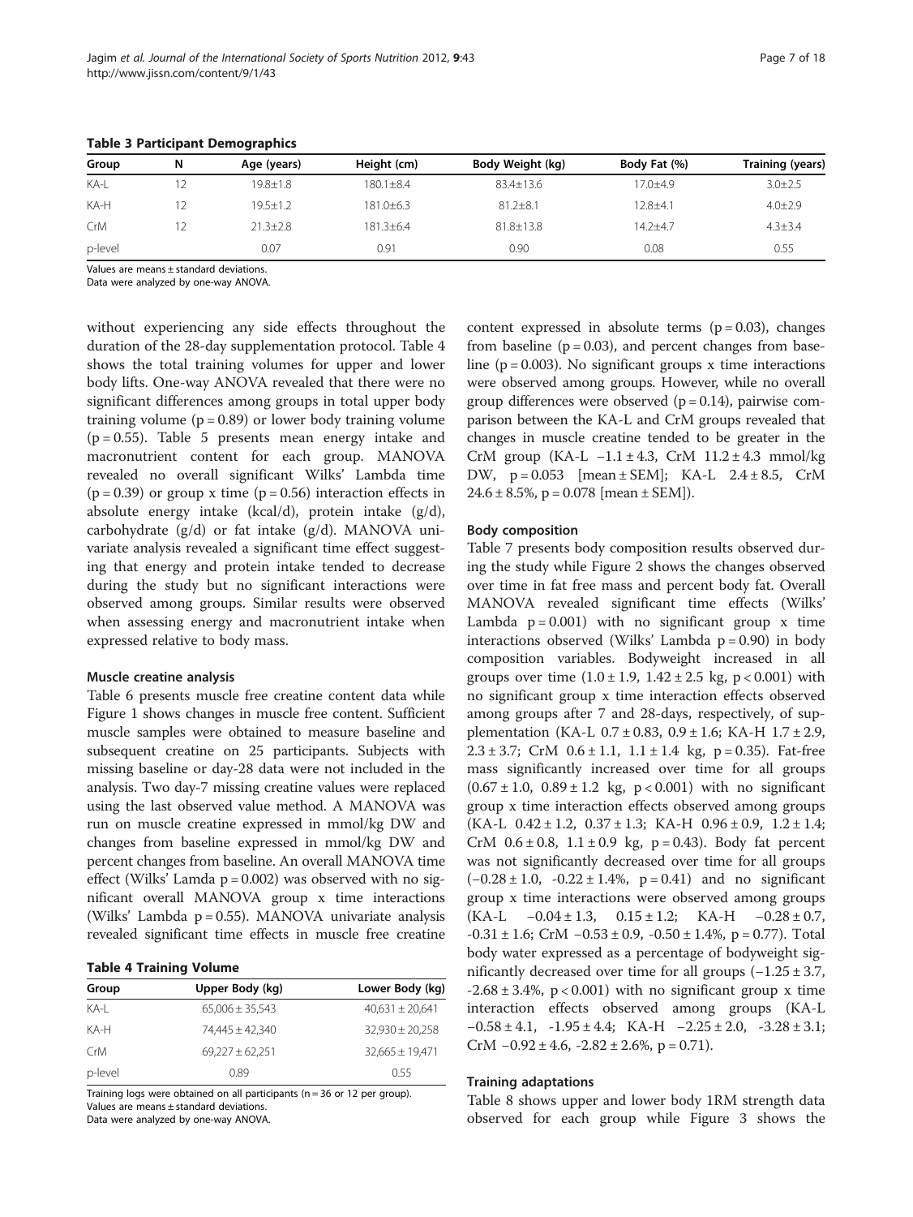**Table 3 Participant Demographics**

| Group | N | Age (years) | Height (cm) | Body Weight (kg) | Body Fat (%) | Training (years) |
|---|---|---|---|---|---|---|
| KA-L | 12 | 19.8±1.8 | 180.1±8.4 | 83.4±13.6 | 17.0±4.9 | 3.0±2.5 |
| KA-H | 12 | 19.5±1.2 | 181.0±6.3 | 81.2±8.1 | 12.8±4.1 | 4.0±2.9 |
| CrM | 12 | 21.3±2.8 | 181.3±6.4 | 81.8±13.8 | 14.2±4.7 | 4.3±3.4 |
| p-level | | 0.07 | 0.91 | 0.90 | 0.08 | 0.55 |

Values are means ± standard deviations.
Data were analyzed by one-way ANOVA.

without experiencing any side effects throughout the duration of the 28-day supplementation protocol. Table 4 shows the total training volumes for upper and lower body lifts. One-way ANOVA revealed that there were no significant differences among groups in total upper body training volume ($p = 0.89$) or lower body training volume ($p = 0.55$). Table 5 presents mean energy intake and macronutrient content for each group. MANOVA revealed no overall significant Wilks' Lambda time ($p = 0.39$) or group x time ($p = 0.56$) interaction effects in absolute energy intake (kcal/d), protein intake (g/d), carbohydrate (g/d) or fat intake (g/d). MANOVA univariate analysis revealed a significant time effect suggesting that energy and protein intake tended to decrease during the study but no significant interactions were observed among groups. Similar results were observed when assessing energy and macronutrient intake when expressed relative to body mass.

#### Muscle creatine analysis

Table 6 presents muscle free creatine content data while Figure 1 shows changes in muscle free content. Sufficient muscle samples were obtained to measure baseline and subsequent creatine on 25 participants. Subjects with missing baseline or day-28 data were not included in the analysis. Two day-7 missing creatine values were replaced using the last observed value method. A MANOVA was run on muscle creatine expressed in mmol/kg DW and changes from baseline expressed in mmol/kg DW and percent changes from baseline. An overall MANOVA time effect (Wilks' Lamda $p = 0.002$) was observed with no significant overall MANOVA group x time interactions (Wilks' Lambda $p = 0.55$). MANOVA univariate analysis revealed significant time effects in muscle free creatine content expressed in absolute terms ($p = 0.03$), changes from baseline ($p = 0.03$), and percent changes from baseline ($p = 0.003$). No significant groups x time interactions were observed among groups. However, while no overall group differences were observed ($p = 0.14$), pairwise comparison between the KA-L and CrM groups revealed that changes in muscle creatine tended to be greater in the CrM group (KA-L −1.1 ± 4.3, CrM 11.2 ± 4.3 mmol/kg DW, $p = 0.053$ [mean ± SEM]; KA-L 2.4 ± 8.5, CrM 24.6 ± 8.5%, $p = 0.078$ [mean ± SEM]).

**Table 4 Training Volume**

| Group | Upper Body (kg) | Lower Body (kg) |
|---|---|---|
| KA-L | 65,006 ± 35,543 | 40,631 ± 20,641 |
| KA-H | 74,445 ± 42,340 | 32,930 ± 20,258 |
| CrM | 69,227 ± 62,251 | 32,665 ± 19,471 |
| p-level | 0.89 | 0.55 |

Training logs were obtained on all participants (n = 36 or 12 per group).
Values are means ± standard deviations.
Data were analyzed by one-way ANOVA.

#### Body composition

Table 7 presents body composition results observed during the study while Figure 2 shows the changes observed over time in fat free mass and percent body fat. Overall MANOVA revealed significant time effects (Wilks' Lambda $p = 0.001$) with no significant group x time interactions observed (Wilks' Lambda $p = 0.90$) in body composition variables. Bodyweight increased in all groups over time (1.0 ± 1.9, 1.42 ± 2.5 kg, $p < 0.001$) with no significant group x time interaction effects observed among groups after 7 and 28-days, respectively, of supplementation (KA-L 0.7 ± 0.83, 0.9 ± 1.6; KA-H 1.7 ± 2.9, 2.3 ± 3.7; CrM 0.6 ± 1.1, 1.1 ± 1.4 kg, $p = 0.35$). Fat-free mass significantly increased over time for all groups (0.67 ± 1.0, 0.89 ± 1.2 kg, $p < 0.001$) with no significant group x time interaction effects observed among groups (KA-L 0.42 ± 1.2, 0.37 ± 1.3; KA-H 0.96 ± 0.9, 1.2 ± 1.4; CrM 0.6 ± 0.8, 1.1 ± 0.9 kg, $p = 0.43$). Body fat percent was not significantly decreased over time for all groups (−0.28 ± 1.0, -0.22 ± 1.4%, $p = 0.41$) and no significant group x time interactions were observed among groups (KA-L −0.04 ± 1.3, 0.15 ± 1.2; KA-H −0.28 ± 0.7, -0.31 ± 1.6; CrM −0.53 ± 0.9, -0.50 ± 1.4%, $p = 0.77$). Total body water expressed as a percentage of bodyweight significantly decreased over time for all groups (−1.25 ± 3.7, -2.68 ± 3.4%, $p < 0.001$) with no significant group x time interaction effects observed among groups (KA-L −0.58 ± 4.1, -1.95 ± 4.4; KA-H −2.25 ± 2.0, -3.28 ± 3.1; CrM −0.92 ± 4.6, -2.82 ± 2.6%, $p = 0.71$).

#### Training adaptations

Table 8 shows upper and lower body 1RM strength data observed for each group while Figure 3 shows the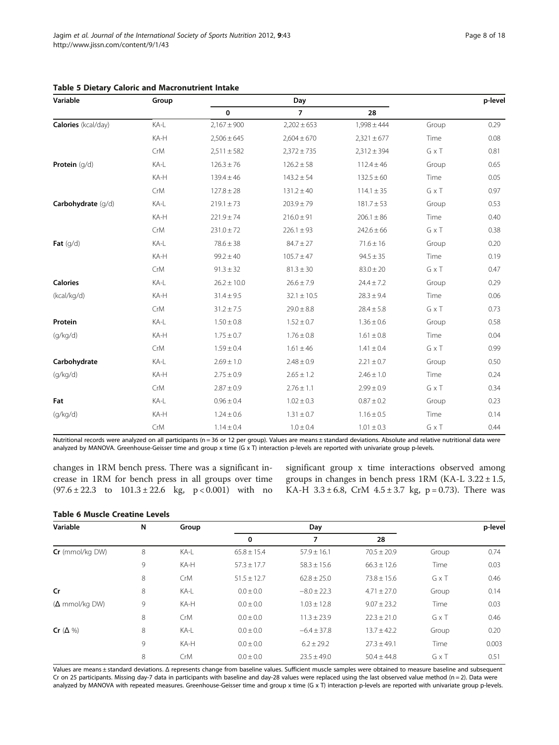**Table 5 Dietary Caloric and Macronutrient Intake**

| Variable | Group | Day | | | | p-level |
|---|---|---|---|---|---|---|
| | | 0 | 7 | 28 | | |
| **Calories** (kcal/day) | KA-L | 2,167 ± 900 | 2,202 ± 653 | 1,998 ± 444 | Group | 0.29 |
| | KA-H | 2,506 ± 645 | 2,604 ± 670 | 2,321 ± 677 | Time | 0.08 |
| | CrM | 2,511 ± 582 | 2,372 ± 735 | 2,312 ± 394 | G x T | 0.81 |
| **Protein** (g/d) | KA-L | 126.3 ± 76 | 126.2 ± 58 | 112.4 ± 46 | Group | 0.65 |
| | KA-H | 139.4 ± 46 | 143.2 ± 54 | 132.5 ± 60 | Time | 0.05 |
| | CrM | 127.8 ± 28 | 131.2 ± 40 | 114.1 ± 35 | G x T | 0.97 |
| **Carbohydrate** (g/d) | KA-L | 219.1 ± 73 | 203.9 ± 79 | 181.7 ± 53 | Group | 0.53 |
| | KA-H | 221.9 ± 74 | 216.0 ± 91 | 206.1 ± 86 | Time | 0.40 |
| | CrM | 231.0 ± 72 | 226.1 ± 93 | 242.6 ± 66 | G x T | 0.38 |
| **Fat** (g/d) | KA-L | 78.6 ± 38 | 84.7 ± 27 | 71.6 ± 16 | Group | 0.20 |
| | KA-H | 99.2 ± 40 | 105.7 ± 47 | 94.5 ± 35 | Time | 0.19 |
| | CrM | 91.3 ± 32 | 81.3 ± 30 | 83.0 ± 20 | G x T | 0.47 |
| **Calories** (kcal/kg/d) | KA-L | 26.2 ± 10.0 | 26.6 ± 7.9 | 24.4 ± 7.2 | Group | 0.29 |
| | KA-H | 31.4 ± 9.5 | 32.1 ± 10.5 | 28.3 ± 9.4 | Time | 0.06 |
| | CrM | 31.2 ± 7.5 | 29.0 ± 8.8 | 28.4 ± 5.8 | G x T | 0.73 |
| **Protein** (g/kg/d) | KA-L | 1.50 ± 0.8 | 1.52 ± 0.7 | 1.36 ± 0.6 | Group | 0.58 |
| | KA-H | 1.75 ± 0.7 | 1.76 ± 0.8 | 1.61 ± 0.8 | Time | 0.04 |
| | CrM | 1.59 ± 0.4 | 1.61 ± 46 | 1.41 ± 0.4 | G x T | 0.99 |
| **Carbohydrate** (g/kg/d) | KA-L | 2.69 ± 1.0 | 2.48 ± 0.9 | 2.21 ± 0.7 | Group | 0.50 |
| | KA-H | 2.75 ± 0.9 | 2.65 ± 1.2 | 2.46 ± 1.0 | Time | 0.24 |
| | CrM | 2.87 ± 0.9 | 2.76 ± 1.1 | 2.99 ± 0.9 | G x T | 0.34 |
| **Fat** (g/kg/d) | KA-L | 0.96 ± 0.4 | 1.02 ± 0.3 | 0.87 ± 0.2 | Group | 0.23 |
| | KA-H | 1.24 ± 0.6 | 1.31 ± 0.7 | 1.16 ± 0.5 | Time | 0.14 |
| | CrM | 1.14 ± 0.4 | 1.0 ± 0.4 | 1.01 ± 0.3 | G x T | 0.44 |

Nutritional records were analyzed on all participants (n = 36 or 12 per group). Values are means ± standard deviations. Absolute and relative nutritional data were analyzed by MANOVA. Greenhouse-Geisser time and group x time (G x T) interaction p-levels are reported with univariate group p-levels.

changes in 1RM bench press. There was a significant increase in 1RM for bench press in all groups over time (97.6 ± 22.3 to 101.3 ± 22.6 kg, $p < 0.001$) with no significant group x time interactions observed among groups in changes in bench press 1RM (KA-L 3.22 ± 1.5, KA-H 3.3 ± 6.8, CrM 4.5 ± 3.7 kg, $p = 0.73$). There was

**Table 6 Muscle Creatine Levels**

| Variable | N | Group | Day | | | | p-level |
|---|---|---|---|---|---|---|---|
| | | | 0 | 7 | 28 | | |
| **Cr** (mmol/kg DW) | 8 | KA-L | 65.8 ± 15.4 | 57.9 ± 16.1 | 70.5 ± 20.9 | Group | 0.74 |
| | 9 | KA-H | 57.3 ± 17.7 | 58.3 ± 15.6 | 66.3 ± 12.6 | Time | 0.03 |
| | 8 | CrM | 51.5 ± 12.7 | 62.8 ± 25.0 | 73.8 ± 15.6 | G x T | 0.46 |
| **Cr** (Δ mmol/kg DW) | 8 | KA-L | 0.0 ± 0.0 | −8.0 ± 22.3 | 4.71 ± 27.0 | Group | 0.14 |
| | 9 | KA-H | 0.0 ± 0.0 | 1.03 ± 12.8 | 9.07 ± 23.2 | Time | 0.03 |
| | 8 | CrM | 0.0 ± 0.0 | 11.3 ± 23.9 | 22.3 ± 21.0 | G x T | 0.46 |
| **Cr** (Δ %) | 8 | KA-L | 0.0 ± 0.0 | −6.4 ± 37.8 | 13.7 ± 42.2 | Group | 0.20 |
| | 9 | KA-H | 0.0 ± 0.0 | 6.2 ± 29.2 | 27.3 ± 49.1 | Time | 0.003 |
| | 8 | CrM | 0.0 ± 0.0 | 23.5 ± 49.0 | 50.4 ± 44.8 | G x T | 0.51 |

Values are means ± standard deviations. Δ represents change from baseline values. Sufficient muscle samples were obtained to measure baseline and subsequent Cr on 25 participants. Missing day-7 data in participants with baseline and day-28 values were replaced using the last observed value method (n = 2). Data were analyzed by MANOVA with repeated measures. Greenhouse-Geisser time and group x time (G x T) interaction p-levels are reported with univariate group p-levels.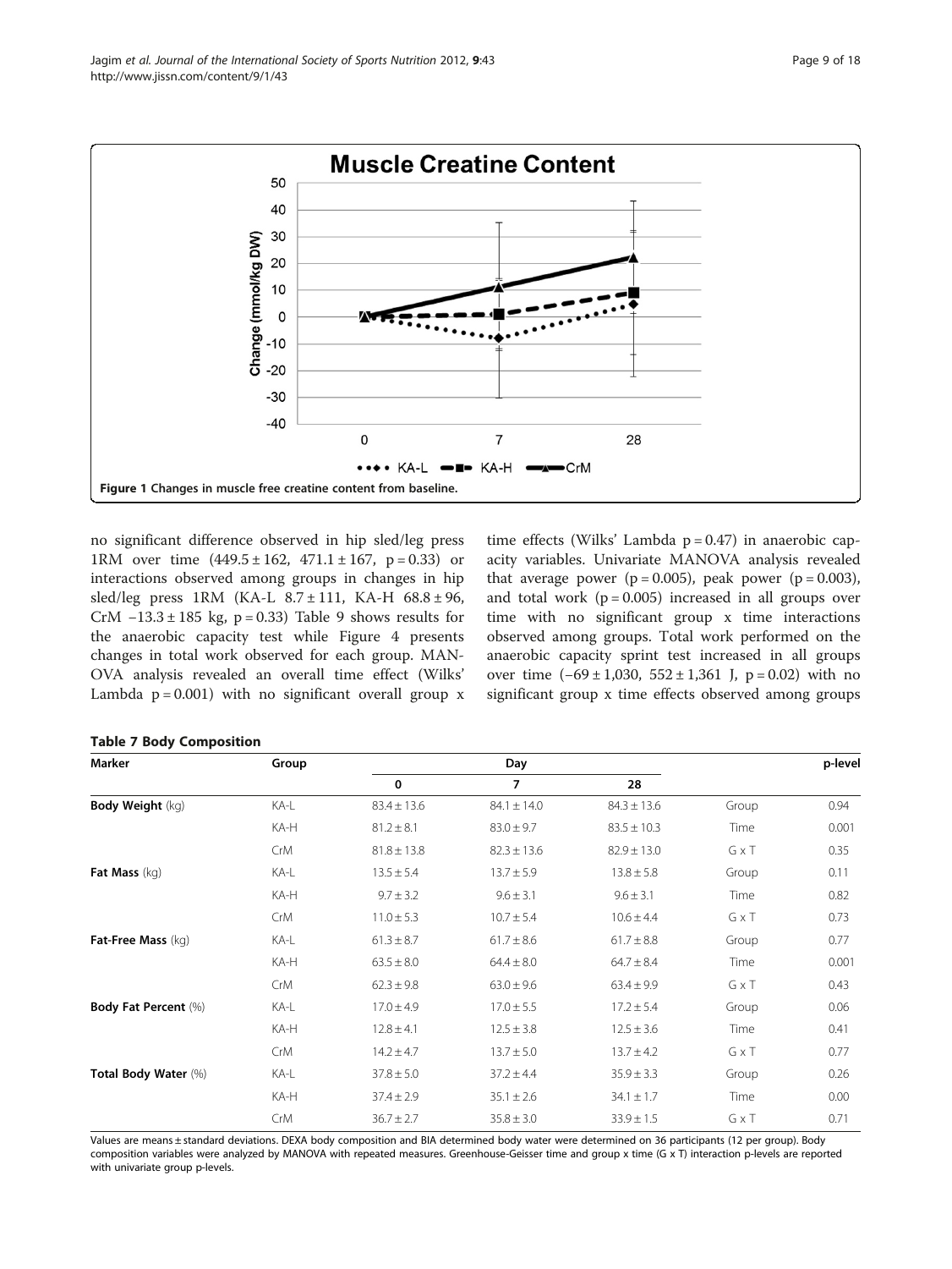Figure 1 Changes in muscle free creatine content from baseline.

no significant difference observed in hip sled/leg press 1RM over time (449.5 ± 162, 471.1 ± 167, p = 0.33) or interactions observed among groups in changes in hip sled/leg press 1RM (KA-L 8.7 ± 111, KA-H 68.8 ± 96, CrM −13.3 ± 185 kg, p = 0.33) Table 9 shows results for the anaerobic capacity test while Figure 4 presents changes in total work observed for each group. MANOVA analysis revealed an overall time effect (Wilks' Lambda p = 0.001) with no significant overall group x time effects (Wilks' Lambda p = 0.47) in anaerobic capacity variables. Univariate MANOVA analysis revealed that average power (p = 0.005), peak power (p = 0.003), and total work (p = 0.005) increased in all groups over time with no significant group x time interactions observed among groups. Total work performed on the anaerobic capacity sprint test increased in all groups over time (−69 ± 1,030, 552 ± 1,361 J, p = 0.02) with no significant group x time effects observed among groups

**Table 7 Body Composition**

| Marker | Group | Day | | | | p-level |
|---|---|---|---|---|---|---|
| | | 0 | 7 | 28 | | |
| **Body Weight** (kg) | KA-L | 83.4 ± 13.6 | 84.1 ± 14.0 | 84.3 ± 13.6 | Group | 0.94 |
| | KA-H | 81.2 ± 8.1 | 83.0 ± 9.7 | 83.5 ± 10.3 | Time | 0.001 |
| | CrM | 81.8 ± 13.8 | 82.3 ± 13.6 | 82.9 ± 13.0 | G x T | 0.35 |
| **Fat Mass** (kg) | KA-L | 13.5 ± 5.4 | 13.7 ± 5.9 | 13.8 ± 5.8 | Group | 0.11 |
| | KA-H | 9.7 ± 3.2 | 9.6 ± 3.1 | 9.6 ± 3.1 | Time | 0.82 |
| | CrM | 11.0 ± 5.3 | 10.7 ± 5.4 | 10.6 ± 4.4 | G x T | 0.73 |
| **Fat-Free Mass** (kg) | KA-L | 61.3 ± 8.7 | 61.7 ± 8.6 | 61.7 ± 8.8 | Group | 0.77 |
| | KA-H | 63.5 ± 8.0 | 64.4 ± 8.0 | 64.7 ± 8.4 | Time | 0.001 |
| | CrM | 62.3 ± 9.8 | 63.0 ± 9.6 | 63.4 ± 9.9 | G x T | 0.43 |
| **Body Fat Percent** (%) | KA-L | 17.0 ± 4.9 | 17.0 ± 5.5 | 17.2 ± 5.4 | Group | 0.06 |
| | KA-H | 12.8 ± 4.1 | 12.5 ± 3.8 | 12.5 ± 3.6 | Time | 0.41 |
| | CrM | 14.2 ± 4.7 | 13.7 ± 5.0 | 13.7 ± 4.2 | G x T | 0.77 |
| **Total Body Water** (%) | KA-L | 37.8 ± 5.0 | 37.2 ± 4.4 | 35.9 ± 3.3 | Group | 0.26 |
| | KA-H | 37.4 ± 2.9 | 35.1 ± 2.6 | 34.1 ± 1.7 | Time | 0.00 |
| | CrM | 36.7 ± 2.7 | 35.8 ± 3.0 | 33.9 ± 1.5 | G x T | 0.71 |

Values are means ± standard deviations. DEXA body composition and BIA determined body water were determined on 36 participants (12 per group). Body composition variables were analyzed by MANOVA with repeated measures. Greenhouse-Geisser time and group x time (G x T) interaction p-levels are reported with univariate group p-levels.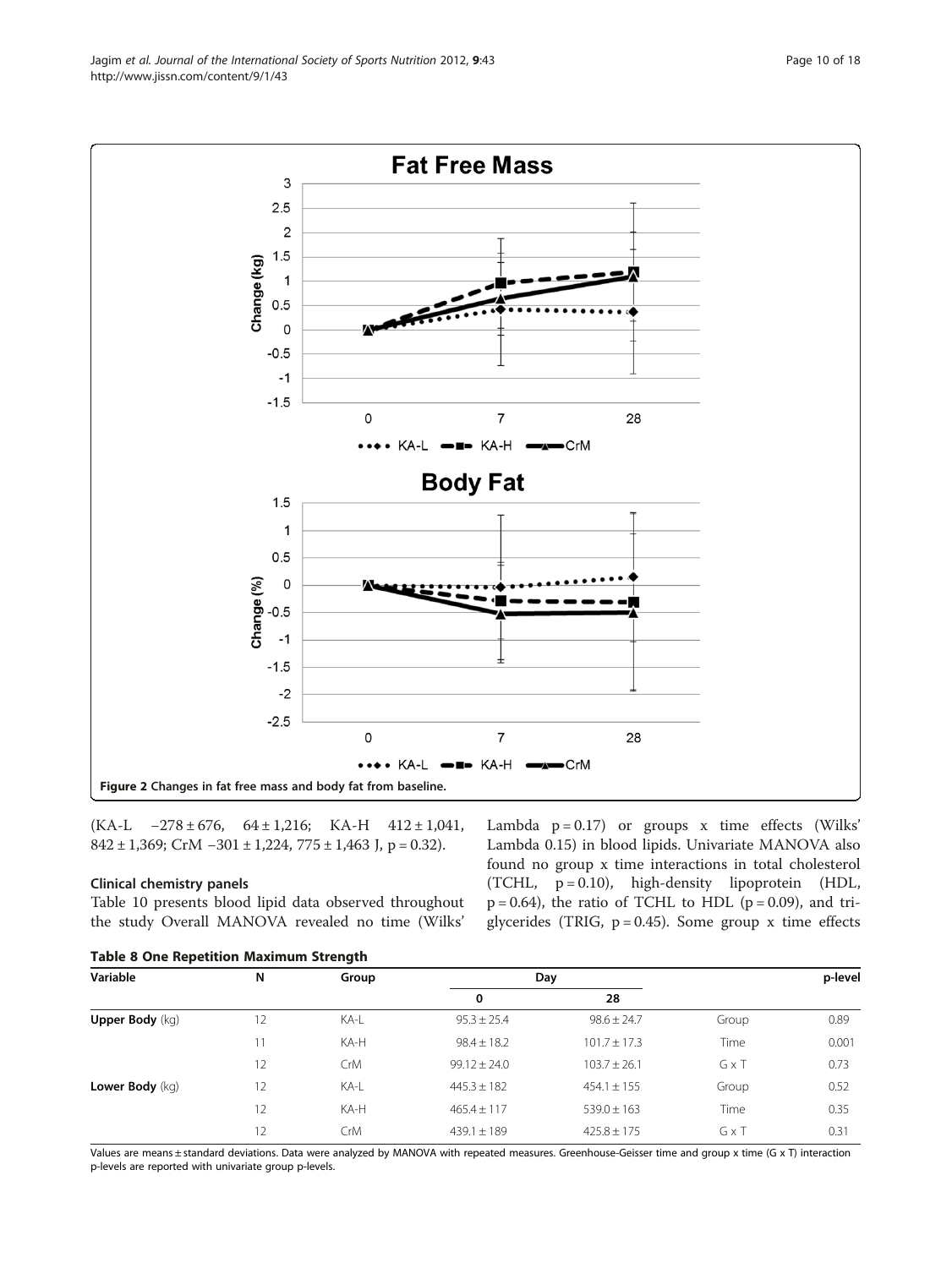Figure 2 Changes in fat free mass and body fat from baseline.

(KA-L −278 ± 676, 64 ± 1,216; KA-H 412 ± 1,041, 842 ± 1,369; CrM −301 ± 1,224, 775 ± 1,463 J, p = 0.32).

### Clinical chemistry panels

Table 10 presents blood lipid data observed throughout the study Overall MANOVA revealed no time (Wilks' Lambda p = 0.17) or groups x time effects (Wilks' Lambda 0.15) in blood lipids. Univariate MANOVA also found no group x time interactions in total cholesterol (TCHL, p = 0.10), high-density lipoprotein (HDL, p = 0.64), the ratio of TCHL to HDL (p = 0.09), and triglycerides (TRIG, p = 0.45). Some group x time effects

**Table 8 One Repetition Maximum Strength**

| Variable | N | Group | Day 0 | Day 28 | | p-level |
|---|---|---|---|---|---|---|
| **Upper Body** (kg) | 12 | KA-L | 95.3 ± 25.4 | 98.6 ± 24.7 | Group | 0.89 |
| | 11 | KA-H | 98.4 ± 18.2 | 101.7 ± 17.3 | Time | 0.001 |
| | 12 | CrM | 99.12 ± 24.0 | 103.7 ± 26.1 | G x T | 0.73 |
| **Lower Body** (kg) | 12 | KA-L | 445.3 ± 182 | 454.1 ± 155 | Group | 0.52 |
| | 12 | KA-H | 465.4 ± 117 | 539.0 ± 163 | Time | 0.35 |
| | 12 | CrM | 439.1 ± 189 | 425.8 ± 175 | G x T | 0.31 |

Values are means ± standard deviations. Data were analyzed by MANOVA with repeated measures. Greenhouse-Geisser time and group x time (G x T) interaction p-levels are reported with univariate group p-levels.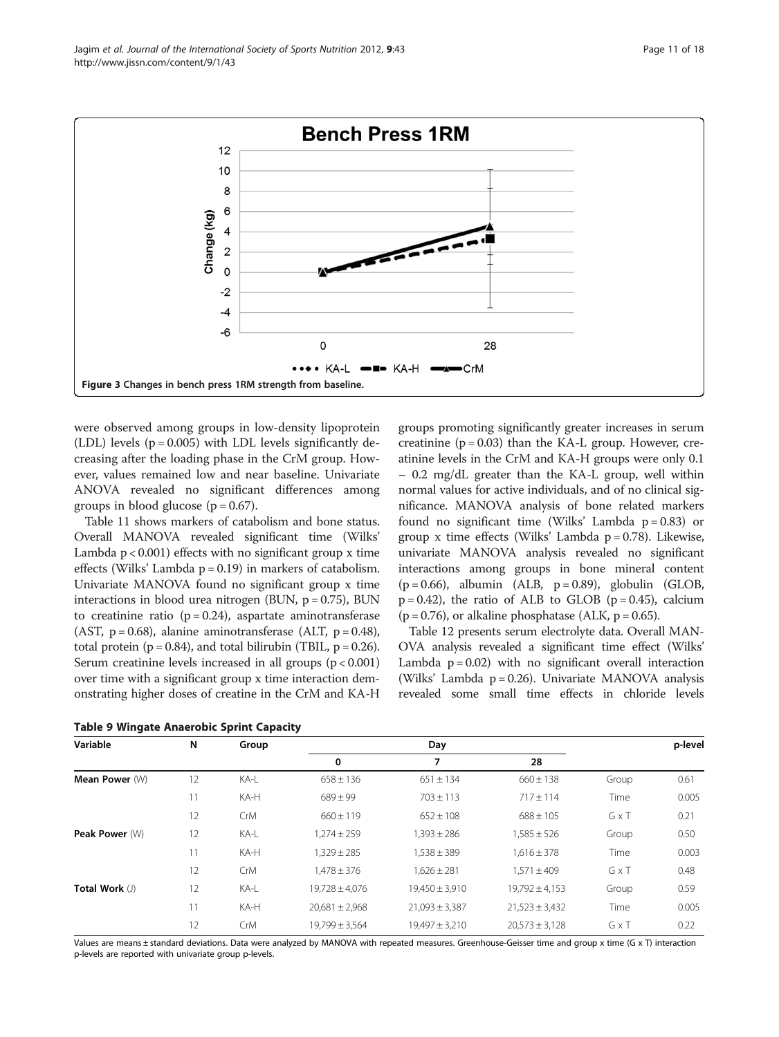Figure 3 Changes in bench press 1RM strength from baseline.

were observed among groups in low-density lipoprotein (LDL) levels (p = 0.005) with LDL levels significantly decreasing after the loading phase in the CrM group. However, values remained low and near baseline. Univariate ANOVA revealed no significant differences among groups in blood glucose (p = 0.67).

Table 11 shows markers of catabolism and bone status. Overall MANOVA revealed significant time (Wilks' Lambda p < 0.001) effects with no significant group x time effects (Wilks' Lambda p = 0.19) in markers of catabolism. Univariate MANOVA found no significant group x time interactions in blood urea nitrogen (BUN, p = 0.75), BUN to creatinine ratio (p = 0.24), aspartate aminotransferase (AST, p = 0.68), alanine aminotransferase (ALT, p = 0.48), total protein (p = 0.84), and total bilirubin (TBIL, p = 0.26). Serum creatinine levels increased in all groups (p < 0.001) over time with a significant group x time interaction demonstrating higher doses of creatine in the CrM and KA-H groups promoting significantly greater increases in serum creatinine (p = 0.03) than the KA-L group. However, creatinine levels in the CrM and KA-H groups were only 0.1 – 0.2 mg/dL greater than the KA-L group, well within normal values for active individuals, and of no clinical significance. MANOVA analysis of bone related markers found no significant time (Wilks' Lambda p = 0.83) or group x time effects (Wilks' Lambda p = 0.78). Likewise, univariate MANOVA analysis revealed no significant interactions among groups in bone mineral content (p = 0.66), albumin (ALB, p = 0.89), globulin (GLOB, p = 0.42), the ratio of ALB to GLOB (p = 0.45), calcium (p = 0.76), or alkaline phosphatase (ALK, p = 0.65).

Table 12 presents serum electrolyte data. Overall MANOVA analysis revealed a significant time effect (Wilks' Lambda p = 0.02) with no significant overall interaction (Wilks' Lambda p = 0.26). Univariate MANOVA analysis revealed some small time effects in chloride levels

**Table 9 Wingate Anaerobic Sprint Capacity**

| Variable | N | Group | Day | | | | p-level |
|---|---|---|---|---|---|---|---|
| | | | 0 | 7 | 28 | | |
| **Mean Power** (W) | 12 | KA-L | 658 ± 136 | 651 ± 134 | 660 ± 138 | Group | 0.61 |
| | 11 | KA-H | 689 ± 99 | 703 ± 113 | 717 ± 114 | Time | 0.005 |
| | 12 | CrM | 660 ± 119 | 652 ± 108 | 688 ± 105 | G x T | 0.21 |
| **Peak Power** (W) | 12 | KA-L | 1,274 ± 259 | 1,393 ± 286 | 1,585 ± 526 | Group | 0.50 |
| | 11 | KA-H | 1,329 ± 285 | 1,538 ± 389 | 1,616 ± 378 | Time | 0.003 |
| | 12 | CrM | 1,478 ± 376 | 1,626 ± 281 | 1,571 ± 409 | G x T | 0.48 |
| **Total Work** (J) | 12 | KA-L | 19,728 ± 4,076 | 19,450 ± 3,910 | 19,792 ± 4,153 | Group | 0.59 |
| | 11 | KA-H | 20,681 ± 2,968 | 21,093 ± 3,387 | 21,523 ± 3,432 | Time | 0.005 |
| | 12 | CrM | 19,799 ± 3,564 | 19,497 ± 3,210 | 20,573 ± 3,128 | G x T | 0.22 |

Values are means ± standard deviations. Data were analyzed by MANOVA with repeated measures. Greenhouse-Geisser time and group x time (G x T) interaction p-levels are reported with univariate group p-levels.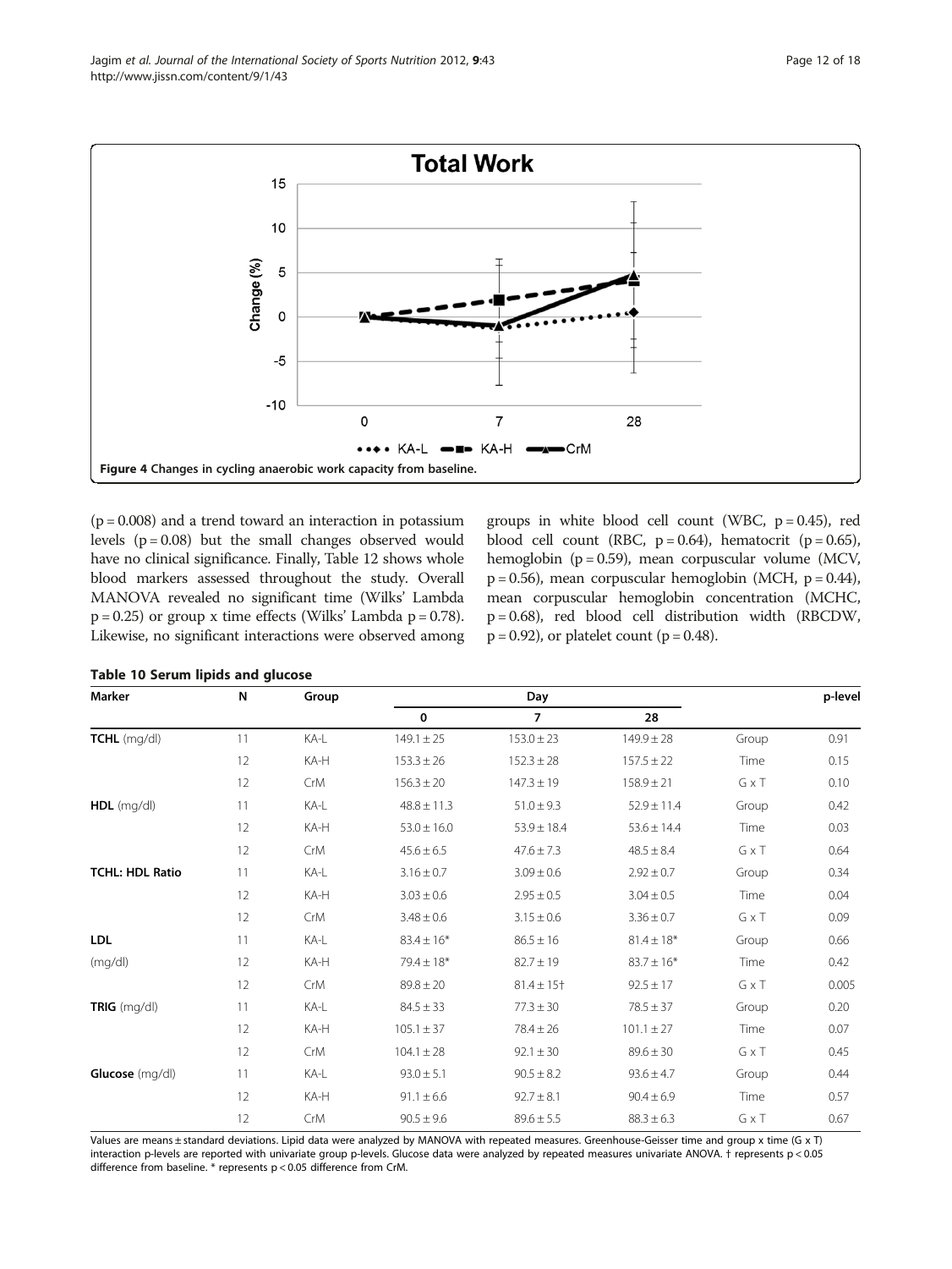Figure 4 Changes in cycling anaerobic work capacity from baseline.

($p = 0.008$) and a trend toward an interaction in potassium levels ($p = 0.08$) but the small changes observed would have no clinical significance. Finally, Table 12 shows whole blood markers assessed throughout the study. Overall MANOVA revealed no significant time (Wilks' Lambda $p = 0.25$) or group x time effects (Wilks' Lambda $p = 0.78$). Likewise, no significant interactions were observed among groups in white blood cell count (WBC, $p = 0.45$), red blood cell count (RBC, $p = 0.64$), hematocrit ($p = 0.65$), hemoglobin ($p = 0.59$), mean corpuscular volume (MCV, $p = 0.56$), mean corpuscular hemoglobin (MCH, $p = 0.44$), mean corpuscular hemoglobin concentration (MCHC, $p = 0.68$), red blood cell distribution width (RBCDW, $p = 0.92$), or platelet count ($p = 0.48$).

**Table 10 Serum lipids and glucose**

| Marker | N | Group | Day | | | | p-level |
|---|---|---|---|---|---|---|---|
| | | | 0 | 7 | 28 | | |
| **TCHL** (mg/dl) | 11 | KA-L | 149.1 ± 25 | 153.0 ± 23 | 149.9 ± 28 | Group | 0.91 |
| | 12 | KA-H | 153.3 ± 26 | 152.3 ± 28 | 157.5 ± 22 | Time | 0.15 |
| | 12 | CrM | 156.3 ± 20 | 147.3 ± 19 | 158.9 ± 21 | G x T | 0.10 |
| **HDL** (mg/dl) | 11 | KA-L | 48.8 ± 11.3 | 51.0 ± 9.3 | 52.9 ± 11.4 | Group | 0.42 |
| | 12 | KA-H | 53.0 ± 16.0 | 53.9 ± 18.4 | 53.6 ± 14.4 | Time | 0.03 |
| | 12 | CrM | 45.6 ± 6.5 | 47.6 ± 7.3 | 48.5 ± 8.4 | G x T | 0.64 |
| **TCHL: HDL Ratio** | 11 | KA-L | 3.16 ± 0.7 | 3.09 ± 0.6 | 2.92 ± 0.7 | Group | 0.34 |
| | 12 | KA-H | 3.03 ± 0.6 | 2.95 ± 0.5 | 3.04 ± 0.5 | Time | 0.04 |
| | 12 | CrM | 3.48 ± 0.6 | 3.15 ± 0.6 | 3.36 ± 0.7 | G x T | 0.09 |
| **LDL** (mg/dl) | 11 | KA-L | 83.4 ± 16* | 86.5 ± 16 | 81.4 ± 18* | Group | 0.66 |
| | 12 | KA-H | 79.4 ± 18* | 82.7 ± 19 | 83.7 ± 16* | Time | 0.42 |
| | 12 | CrM | 89.8 ± 20 | 81.4 ± 15† | 92.5 ± 17 | G x T | 0.005 |
| **TRIG** (mg/dl) | 11 | KA-L | 84.5 ± 33 | 77.3 ± 30 | 78.5 ± 37 | Group | 0.20 |
| | 12 | KA-H | 105.1 ± 37 | 78.4 ± 26 | 101.1 ± 27 | Time | 0.07 |
| | 12 | CrM | 104.1 ± 28 | 92.1 ± 30 | 89.6 ± 30 | G x T | 0.45 |
| **Glucose** (mg/dl) | 11 | KA-L | 93.0 ± 5.1 | 90.5 ± 8.2 | 93.6 ± 4.7 | Group | 0.44 |
| | 12 | KA-H | 91.1 ± 6.6 | 92.7 ± 8.1 | 90.4 ± 6.9 | Time | 0.57 |
| | 12 | CrM | 90.5 ± 9.6 | 89.6 ± 5.5 | 88.3 ± 6.3 | G x T | 0.67 |

Values are means ± standard deviations. Lipid data were analyzed by MANOVA with repeated measures. Greenhouse-Geisser time and group x time (G x T) interaction p-levels are reported with univariate group p-levels. Glucose data were analyzed by repeated measures univariate ANOVA. † represents $p < 0.05$ difference from baseline. * represents $p < 0.05$ difference from CrM.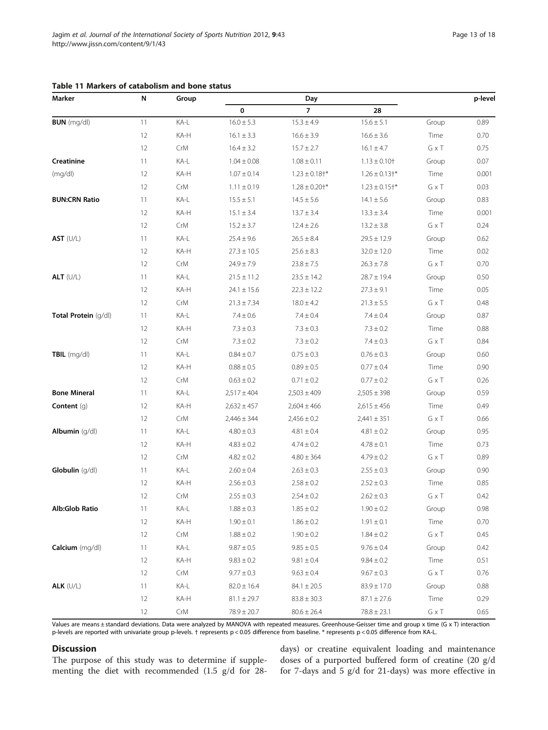**Table 11 Markers of catabolism and bone status**

| Marker | N | Group | Day | | | | p-level |
|---|---|---|---|---|---|---|---|
| | | | 0 | 7 | 28 | | |
| **BUN** (mg/dl) | 11 | KA-L | 16.0 ± 5.3 | 15.3 ± 4.9 | 15.6 ± 5.1 | Group | 0.89 |
| | 12 | KA-H | 16.1 ± 3.3 | 16.6 ± 3.9 | 16.6 ± 3.6 | Time | 0.70 |
| | 12 | CrM | 16.4 ± 3.2 | 15.7 ± 2.7 | 16.1 ± 4.7 | G x T | 0.75 |
| **Creatinine** (mg/dl) | 11 | KA-L | 1.04 ± 0.08 | 1.08 ± 0.11 | 1.13 ± 0.10† | Group | 0.07 |
| | 12 | KA-H | 1.07 ± 0.14 | 1.23 ± 0.18†* | 1.26 ± 0.13†* | Time | 0.001 |
| | 12 | CrM | 1.11 ± 0.19 | 1.28 ± 0.20†* | 1.23 ± 0.15†* | G x T | 0.03 |
| **BUN:CRN Ratio** | 11 | KA-L | 15.5 ± 5.1 | 14.5 ± 5.6 | 14.1 ± 5.6 | Group | 0.83 |
| | 12 | KA-H | 15.1 ± 3.4 | 13.7 ± 3.4 | 13.3 ± 3.4 | Time | 0.001 |
| | 12 | CrM | 15.2 ± 3.7 | 12.4 ± 2.6 | 13.2 ± 3.8 | G x T | 0.24 |
| **AST** (U/L) | 11 | KA-L | 25.4 ± 9.6 | 26.5 ± 8.4 | 29.5 ± 12.9 | Group | 0.62 |
| | 12 | KA-H | 27.3 ± 10.5 | 25.6 ± 8.3 | 32.0 ± 12.0 | Time | 0.02 |
| | 12 | CrM | 24.9 ± 7.9 | 23.8 ± 7.5 | 26.3 ± 7.8 | G x T | 0.70 |
| **ALT** (U/L) | 11 | KA-L | 21.5 ± 11.2 | 23.5 ± 14.2 | 28.7 ± 19.4 | Group | 0.50 |
| | 12 | KA-H | 24.1 ± 15.6 | 22.3 ± 12.2 | 27.3 ± 9.1 | Time | 0.05 |
| | 12 | CrM | 21.3 ± 7.34 | 18.0 ± 4.2 | 21.3 ± 5.5 | G x T | 0.48 |
| **Total Protein** (g/dl) | 11 | KA-L | 7.4 ± 0.6 | 7.4 ± 0.4 | 7.4 ± 0.4 | Group | 0.87 |
| | 12 | KA-H | 7.3 ± 0.3 | 7.3 ± 0.3 | 7.3 ± 0.2 | Time | 0.88 |
| | 12 | CrM | 7.3 ± 0.2 | 7.3 ± 0.2 | 7.4 ± 0.3 | G x T | 0.84 |
| **TBIL** (mg/dl) | 11 | KA-L | 0.84 ± 0.7 | 0.75 ± 0.3 | 0.76 ± 0.3 | Group | 0.60 |
| | 12 | KA-H | 0.88 ± 0.5 | 0.89 ± 0.5 | 0.77 ± 0.4 | Time | 0.90 |
| | 12 | CrM | 0.63 ± 0.2 | 0.71 ± 0.2 | 0.77 ± 0.2 | G x T | 0.26 |
| **Bone Mineral Content** (g) | 11 | KA-L | 2,517 ± 404 | 2,503 ± 409 | 2,505 ± 398 | Group | 0.59 |
| | 12 | KA-H | 2,632 ± 457 | 2,604 ± 466 | 2,615 ± 456 | Time | 0.49 |
| | 12 | CrM | 2,446 ± 344 | 2,456 ± 0.2 | 2,441 ± 351 | G x T | 0.66 |
| **Albumin** (g/dl) | 11 | KA-L | 4.80 ± 0.3 | 4.81 ± 0.4 | 4.81 ± 0.2 | Group | 0.95 |
| | 12 | KA-H | 4.83 ± 0.2 | 4.74 ± 0.2 | 4.78 ± 0.1 | Time | 0.73 |
| | 12 | CrM | 4.82 ± 0.2 | 4.80 ± 364 | 4.79 ± 0.2 | G x T | 0.89 |
| **Globulin** (g/dl) | 11 | KA-L | 2.60 ± 0.4 | 2.63 ± 0.3 | 2.55 ± 0.3 | Group | 0.90 |
| | 12 | KA-H | 2.56 ± 0.3 | 2.58 ± 0.2 | 2.52 ± 0.3 | Time | 0.85 |
| | 12 | CrM | 2.55 ± 0.3 | 2.54 ± 0.2 | 2.62 ± 0.3 | G x T | 0.42 |
| **Alb:Glob Ratio** | 11 | KA-L | 1.88 ± 0.3 | 1.85 ± 0.2 | 1.90 ± 0.2 | Group | 0.98 |
| | 12 | KA-H | 1.90 ± 0.1 | 1.86 ± 0.2 | 1.91 ± 0.1 | Time | 0.70 |
| | 12 | CrM | 1.88 ± 0.2 | 1.90 ± 0.2 | 1.84 ± 0.2 | G x T | 0.45 |
| **Calcium** (mg/dl) | 11 | KA-L | 9.87 ± 0.5 | 9.85 ± 0.5 | 9.76 ± 0.4 | Group | 0.42 |
| | 12 | KA-H | 9.83 ± 0.2 | 9.81 ± 0.4 | 9.84 ± 0.2 | Time | 0.51 |
| | 12 | CrM | 9.77 ± 0.3 | 9.63 ± 0.4 | 9.67 ± 0.3 | G x T | 0.76 |
| **ALK** (U/L) | 11 | KA-L | 82.0 ± 16.4 | 84.1 ± 20.5 | 83.9 ± 17.0 | Group | 0.88 |
| | 12 | KA-H | 81.1 ± 29.7 | 83.8 ± 30.3 | 87.1 ± 27.6 | Time | 0.29 |
| | 12 | CrM | 78.9 ± 20.7 | 80.6 ± 26.4 | 78.8 ± 23.1 | G x T | 0.65 |

Values are means ± standard deviations. Data were analyzed by MANOVA with repeated measures. Greenhouse-Geisser time and group x time (G x T) interaction p-levels are reported with univariate group p-levels. † represents $p < 0.05$ difference from baseline. * represents $p < 0.05$ difference from KA-L.

## Discussion

The purpose of this study was to determine if supplementing the diet with recommended (1.5 g/d for 28-days) or creatine equivalent loading and maintenance doses of a purported buffered form of creatine (20 g/d for 7-days and 5 g/d for 21-days) was more effective in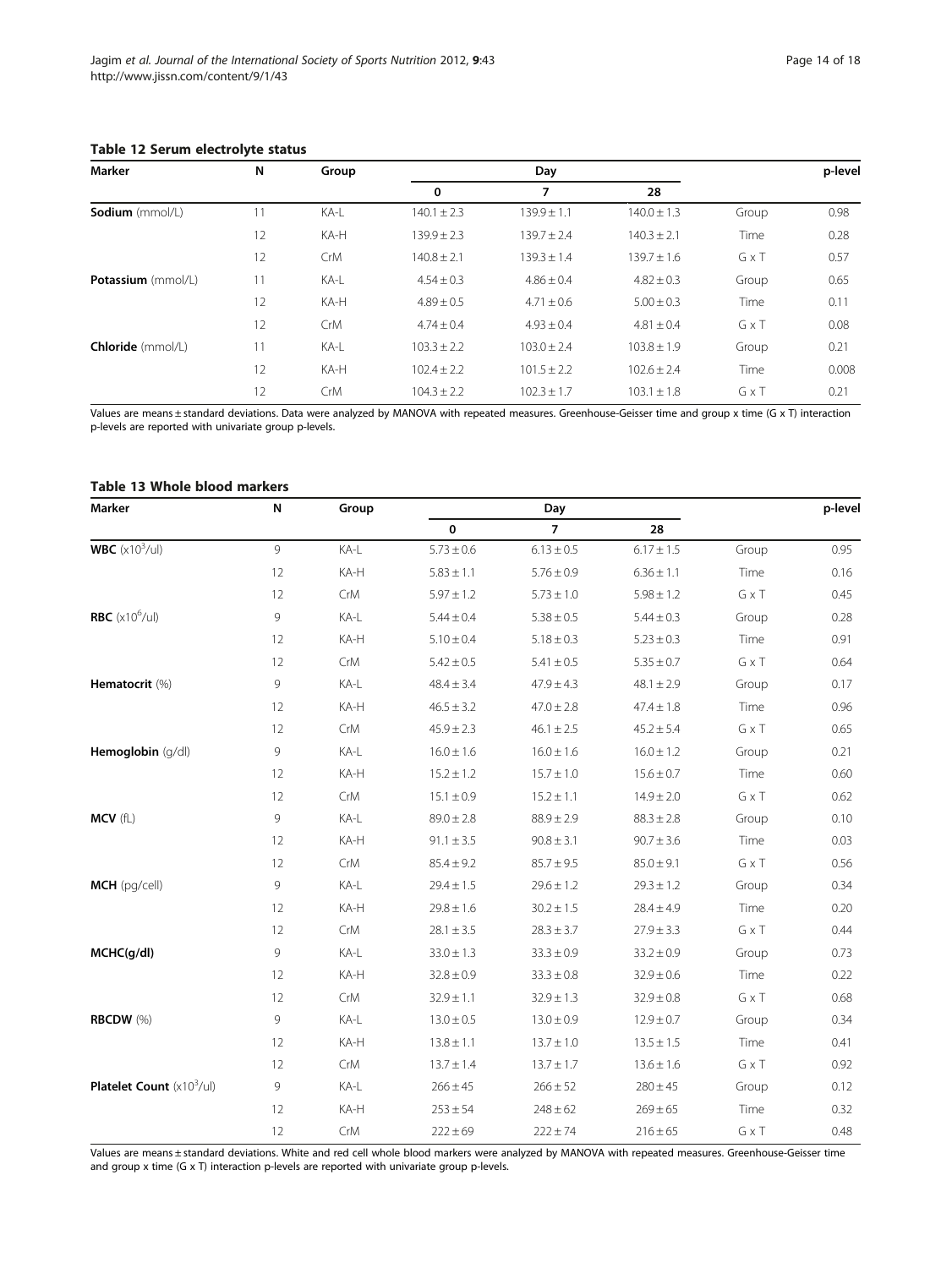**Table 12 Serum electrolyte status**

| Marker | N | Group | Day | | | | p-level |
|---|---|---|---|---|---|---|---|
| | | | 0 | 7 | 28 | | |
| **Sodium** (mmol/L) | 11 | KA-L | 140.1 ± 2.3 | 139.9 ± 1.1 | 140.0 ± 1.3 | Group | 0.98 |
| | 12 | KA-H | 139.9 ± 2.3 | 139.7 ± 2.4 | 140.3 ± 2.1 | Time | 0.28 |
| | 12 | CrM | 140.8 ± 2.1 | 139.3 ± 1.4 | 139.7 ± 1.6 | G x T | 0.57 |
| **Potassium** (mmol/L) | 11 | KA-L | 4.54 ± 0.3 | 4.86 ± 0.4 | 4.82 ± 0.3 | Group | 0.65 |
| | 12 | KA-H | 4.89 ± 0.5 | 4.71 ± 0.6 | 5.00 ± 0.3 | Time | 0.11 |
| | 12 | CrM | 4.74 ± 0.4 | 4.93 ± 0.4 | 4.81 ± 0.4 | G x T | 0.08 |
| **Chloride** (mmol/L) | 11 | KA-L | 103.3 ± 2.2 | 103.0 ± 2.4 | 103.8 ± 1.9 | Group | 0.21 |
| | 12 | KA-H | 102.4 ± 2.2 | 101.5 ± 2.2 | 102.6 ± 2.4 | Time | 0.008 |
| | 12 | CrM | 104.3 ± 2.2 | 102.3 ± 1.7 | 103.1 ± 1.8 | G x T | 0.21 |

Values are means ± standard deviations. Data were analyzed by MANOVA with repeated measures. Greenhouse-Geisser time and group x time (G x T) interaction p-levels are reported with univariate group p-levels.

**Table 13 Whole blood markers**

| Marker | N | Group | Day | | | | p-level |
|---|---|---|---|---|---|---|---|
| | | | 0 | 7 | 28 | | |
| **WBC** ($x10^3$/ul) | 9 | KA-L | 5.73 ± 0.6 | 6.13 ± 0.5 | 6.17 ± 1.5 | Group | 0.95 |
| | 12 | KA-H | 5.83 ± 1.1 | 5.76 ± 0.9 | 6.36 ± 1.1 | Time | 0.16 |
| | 12 | CrM | 5.97 ± 1.2 | 5.73 ± 1.0 | 5.98 ± 1.2 | G x T | 0.45 |
| **RBC** ($x10^6$/ul) | 9 | KA-L | 5.44 ± 0.4 | 5.38 ± 0.5 | 5.44 ± 0.3 | Group | 0.28 |
| | 12 | KA-H | 5.10 ± 0.4 | 5.18 ± 0.3 | 5.23 ± 0.3 | Time | 0.91 |
| | 12 | CrM | 5.42 ± 0.5 | 5.41 ± 0.5 | 5.35 ± 0.7 | G x T | 0.64 |
| **Hematocrit** (%) | 9 | KA-L | 48.4 ± 3.4 | 47.9 ± 4.3 | 48.1 ± 2.9 | Group | 0.17 |
| | 12 | KA-H | 46.5 ± 3.2 | 47.0 ± 2.8 | 47.4 ± 1.8 | Time | 0.96 |
| | 12 | CrM | 45.9 ± 2.3 | 46.1 ± 2.5 | 45.2 ± 5.4 | G x T | 0.65 |
| **Hemoglobin** (g/dl) | 9 | KA-L | 16.0 ± 1.6 | 16.0 ± 1.6 | 16.0 ± 1.2 | Group | 0.21 |
| | 12 | KA-H | 15.2 ± 1.2 | 15.7 ± 1.0 | 15.6 ± 0.7 | Time | 0.60 |
| | 12 | CrM | 15.1 ± 0.9 | 15.2 ± 1.1 | 14.9 ± 2.0 | G x T | 0.62 |
| **MCV** (fL) | 9 | KA-L | 89.0 ± 2.8 | 88.9 ± 2.9 | 88.3 ± 2.8 | Group | 0.10 |
| | 12 | KA-H | 91.1 ± 3.5 | 90.8 ± 3.1 | 90.7 ± 3.6 | Time | 0.03 |
| | 12 | CrM | 85.4 ± 9.2 | 85.7 ± 9.5 | 85.0 ± 9.1 | G x T | 0.56 |
| **MCH** (pg/cell) | 9 | KA-L | 29.4 ± 1.5 | 29.6 ± 1.2 | 29.3 ± 1.2 | Group | 0.34 |
| | 12 | KA-H | 29.8 ± 1.6 | 30.2 ± 1.5 | 28.4 ± 4.9 | Time | 0.20 |
| | 12 | CrM | 28.1 ± 3.5 | 28.3 ± 3.7 | 27.9 ± 3.3 | G x T | 0.44 |
| **MCHC(g/dl)** | 9 | KA-L | 33.0 ± 1.3 | 33.3 ± 0.9 | 33.2 ± 0.9 | Group | 0.73 |
| | 12 | KA-H | 32.8 ± 0.9 | 33.3 ± 0.8 | 32.9 ± 0.6 | Time | 0.22 |
| | 12 | CrM | 32.9 ± 1.1 | 32.9 ± 1.3 | 32.9 ± 0.8 | G x T | 0.68 |
| **RBCDW** (%) | 9 | KA-L | 13.0 ± 0.5 | 13.0 ± 0.9 | 12.9 ± 0.7 | Group | 0.34 |
| | 12 | KA-H | 13.8 ± 1.1 | 13.7 ± 1.0 | 13.5 ± 1.5 | Time | 0.41 |
| | 12 | CrM | 13.7 ± 1.4 | 13.7 ± 1.7 | 13.6 ± 1.6 | G x T | 0.92 |
| **Platelet Count** ($x10^3$/ul) | 9 | KA-L | 266 ± 45 | 266 ± 52 | 280 ± 45 | Group | 0.12 |
| | 12 | KA-H | 253 ± 54 | 248 ± 62 | 269 ± 65 | Time | 0.32 |
| | 12 | CrM | 222 ± 69 | 222 ± 74 | 216 ± 65 | G x T | 0.48 |

Values are means ± standard deviations. White and red cell whole blood markers were analyzed by MANOVA with repeated measures. Greenhouse-Geisser time and group x time (G x T) interaction p-levels are reported with univariate group p-levels.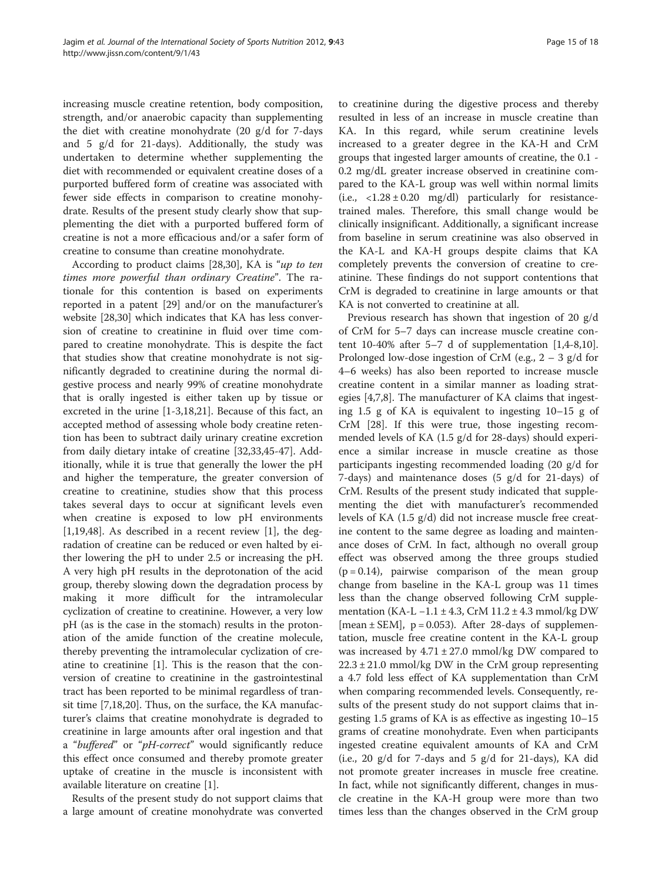increasing muscle creatine retention, body composition, strength, and/or anaerobic capacity than supplementing the diet with creatine monohydrate (20 g/d for 7-days and 5 g/d for 21-days). Additionally, the study was undertaken to determine whether supplementing the diet with recommended or equivalent creatine doses of a purported buffered form of creatine was associated with fewer side effects in comparison to creatine monohydrate. Results of the present study clearly show that supplementing the diet with a purported buffered form of creatine is not a more efficacious and/or a safer form of creatine to consume than creatine monohydrate.

According to product claims [28,30], KA is "*up to ten times more powerful than ordinary Creatine*". The rationale for this contention is based on experiments reported in a patent [29] and/or on the manufacturer's website [28,30] which indicates that KA has less conversion of creatine to creatinine in fluid over time compared to creatine monohydrate. This is despite the fact that studies show that creatine monohydrate is not significantly degraded to creatinine during the normal digestive process and nearly 99% of creatine monohydrate that is orally ingested is either taken up by tissue or excreted in the urine [1-3,18,21]. Because of this fact, an accepted method of assessing whole body creatine retention has been to subtract daily urinary creatine excretion from daily dietary intake of creatine [32,33,45-47]. Additionally, while it is true that generally the lower the pH and higher the temperature, the greater conversion of creatine to creatinine, studies show that this process takes several days to occur at significant levels even when creatine is exposed to low pH environments [1,19,48]. As described in a recent review [1], the degradation of creatine can be reduced or even halted by either lowering the pH to under 2.5 or increasing the pH. A very high pH results in the deprotonation of the acid group, thereby slowing down the degradation process by making it more difficult for the intramolecular cyclization of creatine to creatinine. However, a very low pH (as is the case in the stomach) results in the protonation of the amide function of the creatine molecule, thereby preventing the intramolecular cyclization of creatine to creatinine [1]. This is the reason that the conversion of creatine to creatinine in the gastrointestinal tract has been reported to be minimal regardless of transit time [7,18,20]. Thus, on the surface, the KA manufacturer's claims that creatine monohydrate is degraded to creatinine in large amounts after oral ingestion and that a "*buffered*" or "*pH-correct*" would significantly reduce this effect once consumed and thereby promote greater uptake of creatine in the muscle is inconsistent with available literature on creatine [1].

Results of the present study do not support claims that a large amount of creatine monohydrate was converted to creatinine during the digestive process and thereby resulted in less of an increase in muscle creatine than KA. In this regard, while serum creatinine levels increased to a greater degree in the KA-H and CrM groups that ingested larger amounts of creatine, the 0.1 - 0.2 mg/dL greater increase observed in creatinine compared to the KA-L group was well within normal limits (i.e., $<1.28 \pm 0.20$ mg/dl) particularly for resistance-trained males. Therefore, this small change would be clinically insignificant. Additionally, a significant increase from baseline in serum creatinine was also observed in the KA-L and KA-H groups despite claims that KA completely prevents the conversion of creatine to creatinine. These findings do not support contentions that CrM is degraded to creatinine in large amounts or that KA is not converted to creatinine at all.

Previous research has shown that ingestion of 20 g/d of CrM for 5–7 days can increase muscle creatine content 10-40% after 5–7 d of supplementation [1,4-8,10]. Prolonged low-dose ingestion of CrM (e.g., 2 – 3 g/d for 4–6 weeks) has also been reported to increase muscle creatine content in a similar manner as loading strategies [4,7,8]. The manufacturer of KA claims that ingesting 1.5 g of KA is equivalent to ingesting 10–15 g of CrM [28]. If this were true, those ingesting recommended levels of KA (1.5 g/d for 28-days) should experience a similar increase in muscle creatine as those participants ingesting recommended loading (20 g/d for 7-days) and maintenance doses (5 g/d for 21-days) of CrM. Results of the present study indicated that supplementing the diet with manufacturer's recommended levels of KA (1.5 g/d) did not increase muscle free creatine content to the same degree as loading and maintenance doses of CrM. In fact, although no overall group effect was observed among the three groups studied ($p = 0.14$), pairwise comparison of the mean group change from baseline in the KA-L group was 11 times less than the change observed following CrM supplementation (KA-L $-1.1 \pm 4.3$, CrM $11.2 \pm 4.3$ mmol/kg DW [mean ± SEM], $p = 0.053$). After 28-days of supplementation, muscle free creatine content in the KA-L group was increased by $4.71 \pm 27.0$ mmol/kg DW compared to $22.3 \pm 21.0$ mmol/kg DW in the CrM group representing a 4.7 fold less effect of KA supplementation than CrM when comparing recommended levels. Consequently, results of the present study do not support claims that ingesting 1.5 grams of KA is as effective as ingesting 10–15 grams of creatine monohydrate. Even when participants ingested creatine equivalent amounts of KA and CrM (i.e., 20 g/d for 7-days and 5 g/d for 21-days), KA did not promote greater increases in muscle free creatine. In fact, while not significantly different, changes in muscle creatine in the KA-H group were more than two times less than the changes observed in the CrM group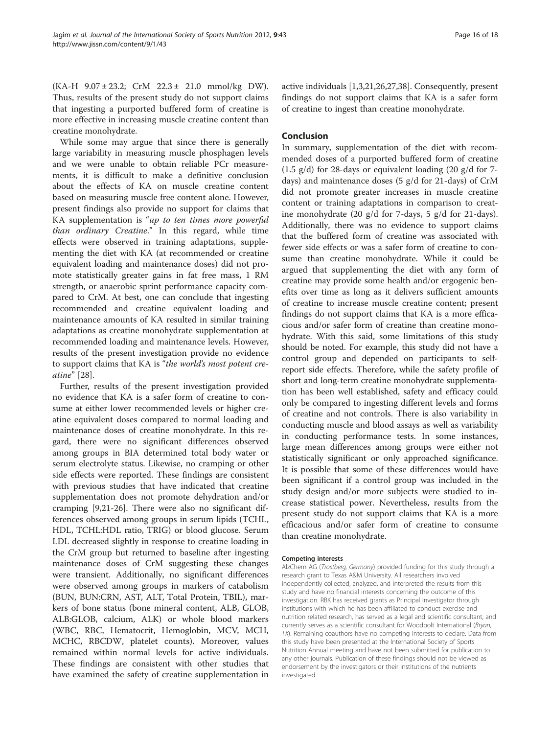(KA-H 9.07 ± 23.2; CrM 22.3 ± 21.0 mmol/kg DW). Thus, results of the present study do not support claims that ingesting a purported buffered form of creatine is more effective in increasing muscle creatine content than creatine monohydrate.

While some may argue that since there is generally large variability in measuring muscle phosphagen levels and we were unable to obtain reliable PCr measurements, it is difficult to make a definitive conclusion about the effects of KA on muscle creatine content based on measuring muscle free content alone. However, present findings also provide no support for claims that KA supplementation is "*up to ten times more powerful than ordinary Creatine*." In this regard, while time effects were observed in training adaptations, supplementing the diet with KA (at recommended or creatine equivalent loading and maintenance doses) did not promote statistically greater gains in fat free mass, 1 RM strength, or anaerobic sprint performance capacity compared to CrM. At best, one can conclude that ingesting recommended and creatine equivalent loading and maintenance amounts of KA resulted in similar training adaptations as creatine monohydrate supplementation at recommended loading and maintenance levels. However, results of the present investigation provide no evidence to support claims that KA is "*the world's most potent creatine*" [28].

Further, results of the present investigation provided no evidence that KA is a safer form of creatine to consume at either lower recommended levels or higher creatine equivalent doses compared to normal loading and maintenance doses of creatine monohydrate. In this regard, there were no significant differences observed among groups in BIA determined total body water or serum electrolyte status. Likewise, no cramping or other side effects were reported. These findings are consistent with previous studies that have indicated that creatine supplementation does not promote dehydration and/or cramping [9,21-26]. There were also no significant differences observed among groups in serum lipids (TCHL, HDL, TCHL:HDL ratio, TRIG) or blood glucose. Serum LDL decreased slightly in response to creatine loading in the CrM group but returned to baseline after ingesting maintenance doses of CrM suggesting these changes were transient. Additionally, no significant differences were observed among groups in markers of catabolism (BUN, BUN:CRN, AST, ALT, Total Protein, TBIL), markers of bone status (bone mineral content, ALB, GLOB, ALB:GLOB, calcium, ALK) or whole blood markers (WBC, RBC, Hematocrit, Hemoglobin, MCV, MCH, MCHC, RBCDW, platelet counts). Moreover, values remained within normal levels for active individuals. These findings are consistent with other studies that have examined the safety of creatine supplementation in active individuals [1,3,21,26,27,38]. Consequently, present findings do not support claims that KA is a safer form of creatine to ingest than creatine monohydrate.

## Conclusion

In summary, supplementation of the diet with recommended doses of a purported buffered form of creatine (1.5 g/d) for 28-days or equivalent loading (20 g/d for 7-days) and maintenance doses (5 g/d for 21-days) of CrM did not promote greater increases in muscle creatine content or training adaptations in comparison to creatine monohydrate (20 g/d for 7-days, 5 g/d for 21-days). Additionally, there was no evidence to support claims that the buffered form of creatine was associated with fewer side effects or was a safer form of creatine to consume than creatine monohydrate. While it could be argued that supplementing the diet with any form of creatine may provide some health and/or ergogenic benefits over time as long as it delivers sufficient amounts of creatine to increase muscle creatine content; present findings do not support claims that KA is a more efficacious and/or safer form of creatine than creatine monohydrate. With this said, some limitations of this study should be noted. For example, this study did not have a control group and depended on participants to self-report side effects. Therefore, while the safety profile of short and long-term creatine monohydrate supplementation has been well established, safety and efficacy could only be compared to ingesting different levels and forms of creatine and not controls. There is also variability in conducting muscle and blood assays as well as variability in conducting performance tests. In some instances, large mean differences among groups were either not statistically significant or only approached significance. It is possible that some of these differences would have been significant if a control group was included in the study design and/or more subjects were studied to increase statistical power. Nevertheless, results from the present study do not support claims that KA is a more efficacious and/or safer form of creatine to consume than creatine monohydrate.

#### Competing interests

AlzChem AG (*Trostberg, Germany*) provided funding for this study through a research grant to Texas A&M University. All researchers involved independently collected, analyzed, and interpreted the results from this study and have no financial interests concerning the outcome of this investigation. RBK has received grants as Principal Investigator through institutions with which he has been affiliated to conduct exercise and nutrition related research, has served as a legal and scientific consultant, and currently serves as a scientific consultant for Woodbolt International (*Bryan, TX*). Remaining coauthors have no competing interests to declare. Data from this study have been presented at the International Society of Sports Nutrition Annual meeting and have not been submitted for publication to any other journals. Publication of these findings should not be viewed as endorsement by the investigators or their institutions of the nutrients investigated.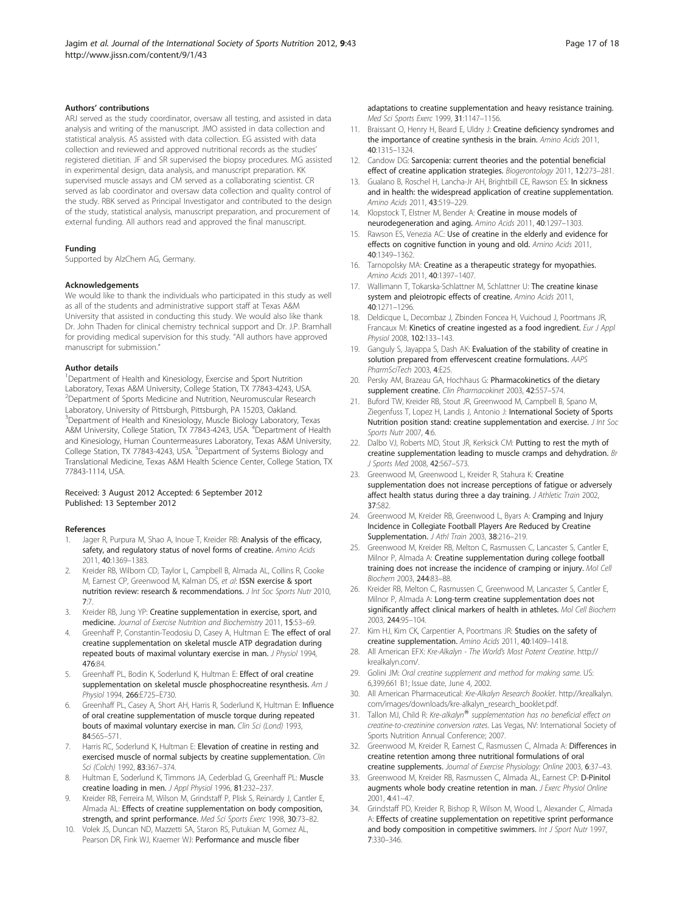#### Authors' contributions

ARJ served as the study coordinator, oversaw all testing, and assisted in data analysis and writing of the manuscript. JMO assisted in data collection and statistical analysis. AS assisted with data collection. EG assisted with data collection and reviewed and approved nutritional records as the studies' registered dietitian. JF and SR supervised the biopsy procedures. MG assisted in experimental design, data analysis, and manuscript preparation. KK supervised muscle assays and CM served as a collaborating scientist. CR served as lab coordinator and oversaw data collection and quality control of the study. RBK served as Principal Investigator and contributed to the design of the study, statistical analysis, manuscript preparation, and procurement of external funding. All authors read and approved the final manuscript.

#### Funding

Supported by AlzChem AG, Germany.

#### Acknowledgements

We would like to thank the individuals who participated in this study as well as all of the students and administrative support staff at Texas A&M University that assisted in conducting this study. We would also like thank Dr. John Thaden for clinical chemistry technical support and Dr. J.P. Bramhall for providing medical supervision for this study. "All authors have approved manuscript for submission."

#### Author details

[1]Department of Health and Kinesiology, Exercise and Sport Nutrition Laboratory, Texas A&M University, College Station, TX 77843-4243, USA. [2]Department of Sports Medicine and Nutrition, Neuromuscular Research Laboratory, University of Pittsburgh, Pittsburgh, PA 15203, Oakland. [3]Department of Health and Kinesiology, Muscle Biology Laboratory, Texas A&M University, College Station, TX 77843-4243, USA. [4]Department of Health and Kinesiology, Human Countermeasures Laboratory, Texas A&M University, College Station, TX 77843-4243, USA. [5]Department of Systems Biology and Translational Medicine, Texas A&M Health Science Center, College Station, TX 77843-1114, USA.

Received: 3 August 2012 Accepted: 6 September 2012
Published: 13 September 2012

#### References

1. Jager R, Purpura M, Shao A, Inoue T, Kreider RB: **Analysis of the efficacy, safety, and regulatory status of novel forms of creatine.** *Amino Acids* 2011, **40**:1369–1383.
2. Kreider RB, Wilborn CD, Taylor L, Campbell B, Almada AL, Collins R, Cooke M, Earnest CP, Greenwood M, Kalman DS, *et al*: **ISSN exercise & sport nutrition review: research & recommendations.** *J Int Soc Sports Nutr* 2010, **7**:7.
3. Kreider RB, Jung YP: **Creatine supplementation in exercise, sport, and medicine.** *Journal of Exercise Nutrition and Biochemistry* 2011, **15**:53–69.
4. Greenhaff P, Constantin-Teodosiu D, Casey A, Hultman E: **The effect of oral creatine supplementation on skeletal muscle ATP degradation during repeated bouts of maximal voluntary exercise in man.** *J Physiol* 1994, **476**:84.
5. Greenhaff PL, Bodin K, Soderlund K, Hultman E: **Effect of oral creatine supplementation on skeletal muscle phosphocreatine resynthesis.** *Am J Physiol* 1994, **266**:E725–E730.
6. Greenhaff PL, Casey A, Short AH, Harris R, Soderlund K, Hultman E: **Influence of oral creatine supplementation of muscle torque during repeated bouts of maximal voluntary exercise in man.** *Clin Sci (Lond)* 1993, **84**:565–571.
7. Harris RC, Soderlund K, Hultman E: **Elevation of creatine in resting and exercised muscle of normal subjects by creatine supplementation.** *Clin Sci (Colch)* 1992, **83**:367–374.
8. Hultman E, Soderlund K, Timmons JA, Cederblad G, Greenhaff PL: **Muscle creatine loading in men.** *J Appl Physiol* 1996, **81**:232–237.
9. Kreider RB, Ferreira M, Wilson M, Grindstaff P, Plisk S, Reinardy J, Cantler E, Almada AL: **Effects of creatine supplementation on body composition, strength, and sprint performance.** *Med Sci Sports Exerc* 1998, **30**:73–82.
10. Volek JS, Duncan ND, Mazzetti SA, Staron RS, Putukian M, Gomez AL, Pearson DR, Fink WJ, Kraemer WJ: **Performance and muscle fiber adaptations to creatine supplementation and heavy resistance training.** *Med Sci Sports Exerc* 1999, **31**:1147–1156.
11. Braissant O, Henry H, Beard E, Uldry J: **Creatine deficiency syndromes and the importance of creatine synthesis in the brain.** *Amino Acids* 2011, **40**:1315–1324.
12. Candow DG: **Sarcopenia: current theories and the potential beneficial effect of creatine application strategies.** *Biogerontology* 2011, **12**:273–281.
13. Gualano B, Roschel H, Lancha-Jr AH, Brightbill CE, Rawson ES: **In sickness and in health: the widespread application of creatine supplementation.** *Amino Acids* 2011, **43**:519–229.
14. Klopstock T, Elstner M, Bender A: **Creatine in mouse models of neurodegeneration and aging.** *Amino Acids* 2011, **40**:1297–1303.
15. Rawson ES, Venezia AC: **Use of creatine in the elderly and evidence for effects on cognitive function in young and old.** *Amino Acids* 2011, **40**:1349–1362.
16. Tarnopolsky MA: **Creatine as a therapeutic strategy for myopathies.** *Amino Acids* 2011, **40**:1397–1407.
17. Wallimann T, Tokarska-Schlattner M, Schlattner U: **The creatine kinase system and pleiotropic effects of creatine.** *Amino Acids* 2011, **40**:1271–1296.
18. Deldicque L, Decombaz J, Zbinden Foncea H, Vuichoud J, Poortmans JR, Francaux M: **Kinetics of creatine ingested as a food ingredient.** *Eur J Appl Physiol* 2008, **102**:133–143.
19. Ganguly S, Jayappa S, Dash AK: **Evaluation of the stability of creatine in solution prepared from effervescent creatine formulations.** *AAPS PharmSciTech* 2003, **4**:E25.
20. Persky AM, Brazeau GA, Hochhaus G: **Pharmacokinetics of the dietary supplement creatine.** *Clin Pharmacokinet* 2003, **42**:557–574.
21. Buford TW, Kreider RB, Stout JR, Greenwood M, Campbell B, Spano M, Ziegenfuss T, Lopez H, Landis J, Antonio J: **International Society of Sports Nutrition position stand: creatine supplementation and exercise.** *J Int Soc Sports Nutr* 2007, **4**:6.
22. Dalbo VJ, Roberts MD, Stout JR, Kerksick CM: **Putting to rest the myth of creatine supplementation leading to muscle cramps and dehydration.** *Br J Sports Med* 2008, **42**:567–573.
23. Greenwood M, Greenwood L, Kreider R, Stahura K: **Creatine supplementation does not increase perceptions of fatigue or adversely affect health status during three a day training.** *J Athletic Train* 2002, **37**:S82.
24. Greenwood M, Kreider RB, Greenwood L, Byars A: **Cramping and Injury Incidence in Collegiate Football Players Are Reduced by Creatine Supplementation.** *J Athl Train* 2003, **38**:216–219.
25. Greenwood M, Kreider RB, Melton C, Rasmussen C, Lancaster S, Cantler E, Milnor P, Almada A: **Creatine supplementation during college football training does not increase the incidence of cramping or injury.** *Mol Cell Biochem* 2003, **244**:83–88.
26. Kreider RB, Melton C, Rasmussen C, Greenwood M, Lancaster S, Cantler E, Milnor P, Almada A: **Long-term creatine supplementation does not significantly affect clinical markers of health in athletes.** *Mol Cell Biochem* 2003, **244**:95–104.
27. Kim HJ, Kim CK, Carpentier A, Poortmans JR: **Studies on the safety of creatine supplementation.** *Amino Acids* 2011, **40**:1409–1418.
28. All American EFX: *Kre-Alkalyn - The World's Most Potent Creatine*. http://krealkalyn.com/.
29. Golini JM: *Oral creatine supplement and method for making same*. US: 6,399,661 B1; Issue date, June 4, 2002.
30. All American Pharmaceutical: *Kre-Alkalyn Research Booklet*. http://krealkalyn.com/images/downloads/kre-alkalyn_research_booklet.pdf.
31. Tallon MJ, Child R: *Kre-alkalyn® supplementation has no beneficial effect on creatine-to-creatinine conversion rates*. Las Vegas, NV: International Society of Sports Nutrition Annual Conference; 2007.
32. Greenwood M, Kreider R, Earnest C, Rasmussen C, Almada A: **Differences in creatine retention among three nutritional formulations of oral creatine supplements.** *Journal of Exercise Physiology: Online* 2003, **6**:37–43.
33. Greenwood M, Kreider RB, Rasmussen C, Almada AL, Earnest CP: **D-Pinitol augments whole body creatine retention in man.** *J Exerc Physiol Online* 2001, **4**:41–47.
34. Grindstaff PD, Kreider R, Bishop R, Wilson M, Wood L, Alexander C, Almada A: **Effects of creatine supplementation on repetitive sprint performance and body composition in competitive swimmers.** *Int J Sport Nutr* 1997, **7**:330–346.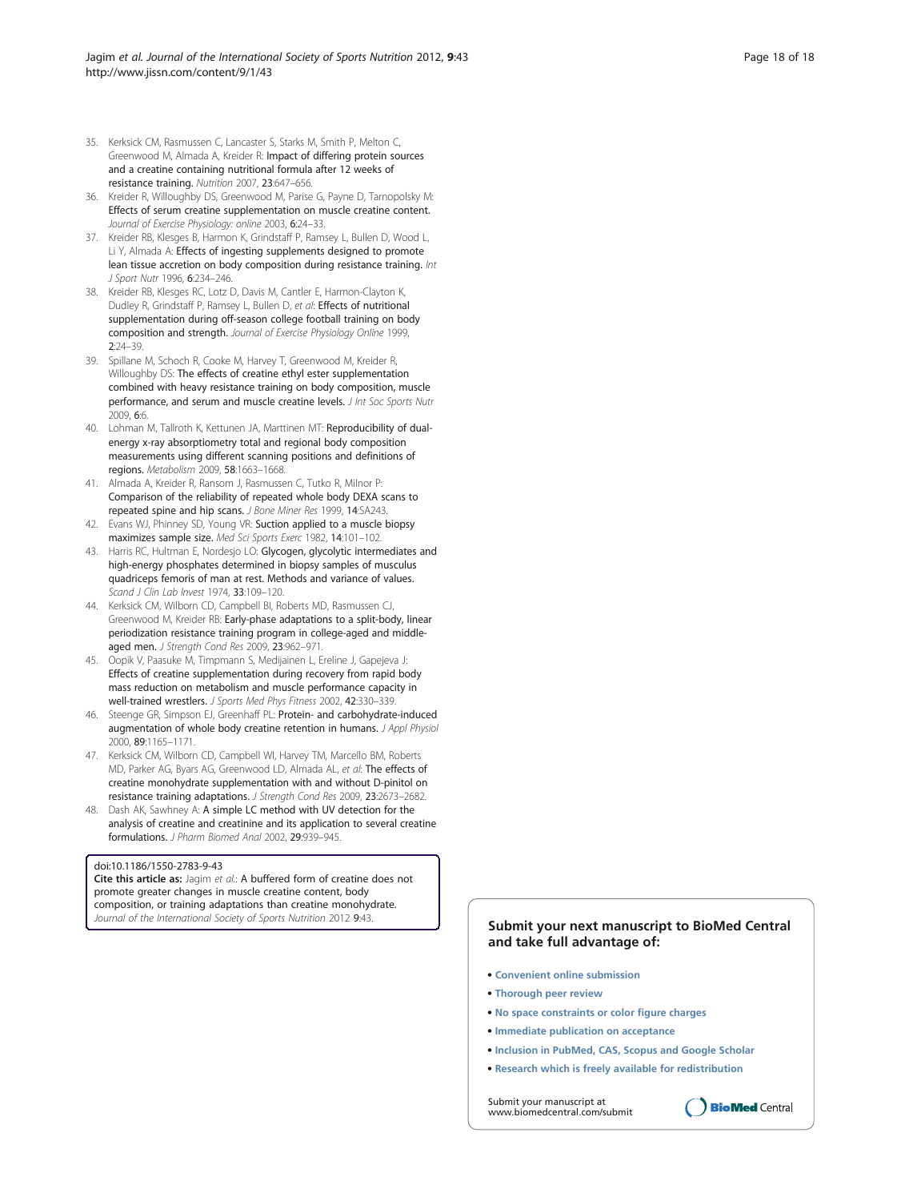35. Kerksick CM, Rasmussen C, Lancaster S, Starks M, Smith P, Melton C, Greenwood M, Almada A, Kreider R: Impact of differing protein sources and a creatine containing nutritional formula after 12 weeks of resistance training. *Nutrition* 2007, **23**:647–656.
36. Kreider R, Willoughby DS, Greenwood M, Parise G, Payne D, Tarnopolsky M: Effects of serum creatine supplementation on muscle creatine content. *Journal of Exercise Physiology: online* 2003, **6**:24–33.
37. Kreider RB, Klesges B, Harmon K, Grindstaff P, Ramsey L, Bullen D, Wood L, Li Y, Almada A: Effects of ingesting supplements designed to promote lean tissue accretion on body composition during resistance training. *Int J Sport Nutr* 1996, **6**:234–246.
38. Kreider RB, Klesges RC, Lotz D, Davis M, Cantler E, Harmon-Clayton K, Dudley R, Grindstaff P, Ramsey L, Bullen D, *et al*: Effects of nutritional supplementation during off-season college football training on body composition and strength. *Journal of Exercise Physiology Online* 1999, **2**:24–39.
39. Spillane M, Schoch R, Cooke M, Harvey T, Greenwood M, Kreider R, Willoughby DS: The effects of creatine ethyl ester supplementation combined with heavy resistance training on body composition, muscle performance, and serum and muscle creatine levels. *J Int Soc Sports Nutr* 2009, **6**:6.
40. Lohman M, Tallroth K, Kettunen JA, Marttinen MT: Reproducibility of dual-energy x-ray absorptiometry total and regional body composition measurements using different scanning positions and definitions of regions. *Metabolism* 2009, **58**:1663–1668.
41. Almada A, Kreider R, Ransom J, Rasmussen C, Tutko R, Milnor P: Comparison of the reliability of repeated whole body DEXA scans to repeated spine and hip scans. *J Bone Miner Res* 1999, **14**:SA243.
42. Evans WJ, Phinney SD, Young VR: Suction applied to a muscle biopsy maximizes sample size. *Med Sci Sports Exerc* 1982, **14**:101–102.
43. Harris RC, Hultman E, Nordesjo LO: Glycogen, glycolytic intermediates and high-energy phosphates determined in biopsy samples of musculus quadriceps femoris of man at rest. Methods and variance of values. *Scand J Clin Lab Invest* 1974, **33**:109–120.
44. Kerksick CM, Wilborn CD, Campbell BI, Roberts MD, Rasmussen CJ, Greenwood M, Kreider RB: Early-phase adaptations to a split-body, linear periodization resistance training program in college-aged and middle-aged men. *J Strength Cond Res* 2009, **23**:962–971.
45. Oopik V, Paasuke M, Timpmann S, Medijainen L, Ereline J, Gapejeva J: Effects of creatine supplementation during recovery from rapid body mass reduction on metabolism and muscle performance capacity in well-trained wrestlers. *J Sports Med Phys Fitness* 2002, **42**:330–339.
46. Steenge GR, Simpson EJ, Greenhaff PL: Protein- and carbohydrate-induced augmentation of whole body creatine retention in humans. *J Appl Physiol* 2000, **89**:1165–1171.
47. Kerksick CM, Wilborn CD, Campbell WI, Harvey TM, Marcello BM, Roberts MD, Parker AG, Byars AG, Greenwood LD, Almada AL, *et al*: The effects of creatine monohydrate supplementation with and without D-pinitol on resistance training adaptations. *J Strength Cond Res* 2009, **23**:2673–2682.
48. Dash AK, Sawhney A: A simple LC method with UV detection for the analysis of creatine and creatinine and its application to several creatine formulations. *J Pharm Biomed Anal* 2002, **29**:939–945.

doi:10.1186/1550-2783-9-43

**Cite this article as:** Jagim *et al.*: A buffered form of creatine does not promote greater changes in muscle creatine content, body composition, or training adaptations than creatine monohydrate. *Journal of the International Society of Sports Nutrition* 2012 **9**:43.

**Submit your next manuscript to BioMed Central and take full advantage of:**

- **Convenient online submission**
- **Thorough peer review**
- **No space constraints or color figure charges**
- **Immediate publication on acceptance**
- **Inclusion in PubMed, CAS, Scopus and Google Scholar**
- **Research which is freely available for redistribution**

Submit your manuscript at
www.biomedcentral.com/submit

BioMed Central